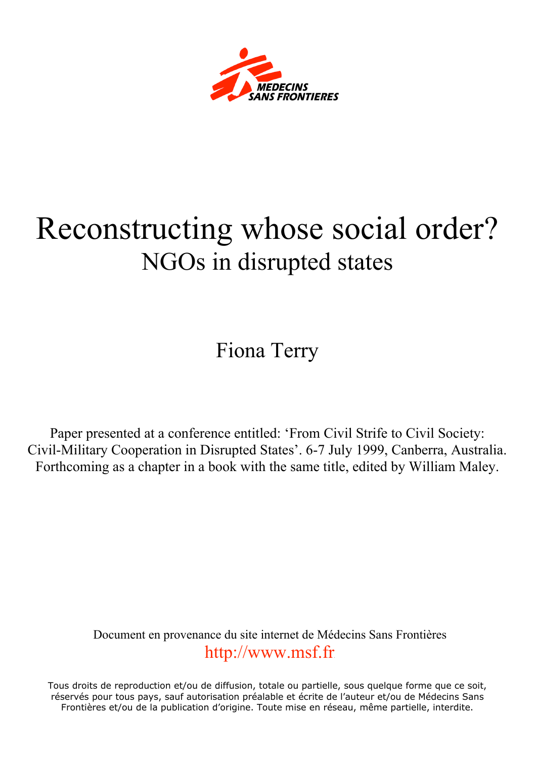MEDECINS SANS FRONTIERES

# Reconstructing whose social order?

## NGOs in disrupted states

Fiona Terry

Paper presented at a conference entitled: 'From Civil Strife to Civil Society: Civil-Military Cooperation in Disrupted States'. 6-7 July 1999, Canberra, Australia. Forthcoming as a chapter in a book with the same title, edited by William Maley.

Document en provenance du site internet de Médecins Sans Frontières
http://www.msf.fr

Tous droits de reproduction et/ou de diffusion, totale ou partielle, sous quelque forme que ce soit, réservés pour tous pays, sauf autorisation préalable et écrite de l'auteur et/ou de Médecins Sans Frontières et/ou de la publication d'origine. Toute mise en réseau, même partielle, interdite.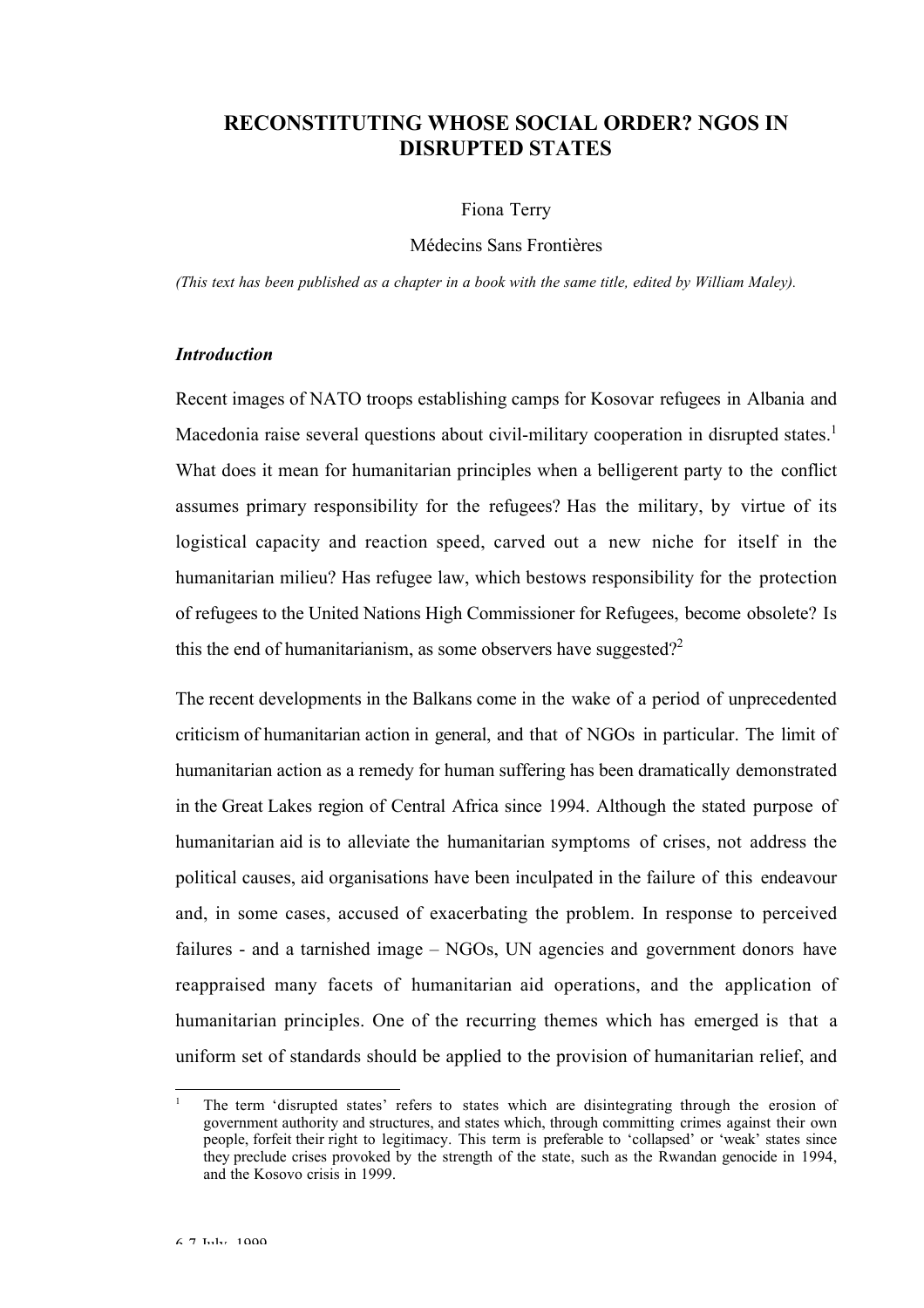# RECONSTITUTING WHOSE SOCIAL ORDER? NGOS IN DISRUPTED STATES

Fiona Terry

Médecins Sans Frontières

*(This text has been published as a chapter in a book with the same title, edited by William Maley).*

### *Introduction*

Recent images of NATO troops establishing camps for Kosovar refugees in Albania and Macedonia raise several questions about civil-military cooperation in disrupted states.[1] What does it mean for humanitarian principles when a belligerent party to the conflict assumes primary responsibility for the refugees? Has the military, by virtue of its logistical capacity and reaction speed, carved out a new niche for itself in the humanitarian milieu? Has refugee law, which bestows responsibility for the protection of refugees to the United Nations High Commissioner for Refugees, become obsolete? Is this the end of humanitarianism, as some observers have suggested?[2]

The recent developments in the Balkans come in the wake of a period of unprecedented criticism of humanitarian action in general, and that of NGOs in particular. The limit of humanitarian action as a remedy for human suffering has been dramatically demonstrated in the Great Lakes region of Central Africa since 1994. Although the stated purpose of humanitarian aid is to alleviate the humanitarian symptoms of crises, not address the political causes, aid organisations have been inculpated in the failure of this endeavour and, in some cases, accused of exacerbating the problem. In response to perceived failures - and a tarnished image – NGOs, UN agencies and government donors have reappraised many facets of humanitarian aid operations, and the application of humanitarian principles. One of the recurring themes which has emerged is that a uniform set of standards should be applied to the provision of humanitarian relief, and

[1] The term 'disrupted states' refers to states which are disintegrating through the erosion of government authority and structures, and states which, through committing crimes against their own people, forfeit their right to legitimacy. This term is preferable to 'collapsed' or 'weak' states since they preclude crises provoked by the strength of the state, such as the Rwandan genocide in 1994, and the Kosovo crisis in 1999.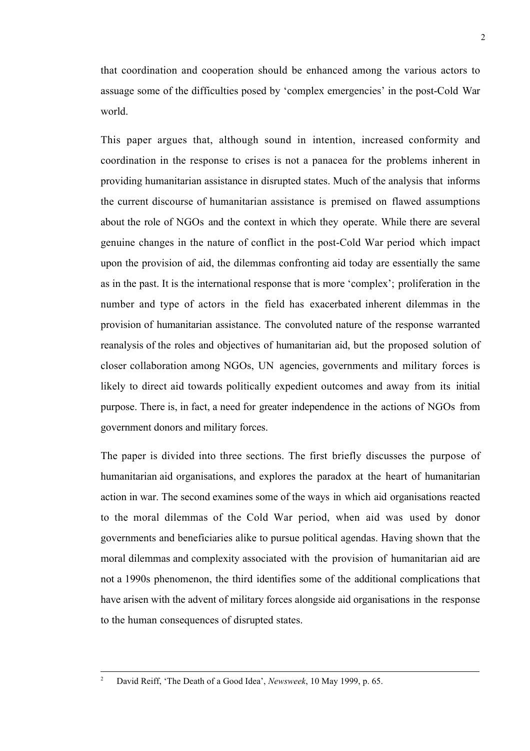that coordination and cooperation should be enhanced among the various actors to assuage some of the difficulties posed by 'complex emergencies' in the post-Cold War world.

This paper argues that, although sound in intention, increased conformity and coordination in the response to crises is not a panacea for the problems inherent in providing humanitarian assistance in disrupted states. Much of the analysis that informs the current discourse of humanitarian assistance is premised on flawed assumptions about the role of NGOs and the context in which they operate. While there are several genuine changes in the nature of conflict in the post-Cold War period which impact upon the provision of aid, the dilemmas confronting aid today are essentially the same as in the past. It is the international response that is more 'complex'; proliferation in the number and type of actors in the field has exacerbated inherent dilemmas in the provision of humanitarian assistance. The convoluted nature of the response warranted reanalysis of the roles and objectives of humanitarian aid, but the proposed solution of closer collaboration among NGOs, UN agencies, governments and military forces is likely to direct aid towards politically expedient outcomes and away from its initial purpose. There is, in fact, a need for greater independence in the actions of NGOs from government donors and military forces.

The paper is divided into three sections. The first briefly discusses the purpose of humanitarian aid organisations, and explores the paradox at the heart of humanitarian action in war. The second examines some of the ways in which aid organisations reacted to the moral dilemmas of the Cold War period, when aid was used by donor governments and beneficiaries alike to pursue political agendas. Having shown that the moral dilemmas and complexity associated with the provision of humanitarian aid are not a 1990s phenomenon, the third identifies some of the additional complications that have arisen with the advent of military forces alongside aid organisations in the response to the human consequences of disrupted states.

---

[2] David Reiff, 'The Death of a Good Idea', *Newsweek*, 10 May 1999, p. 65.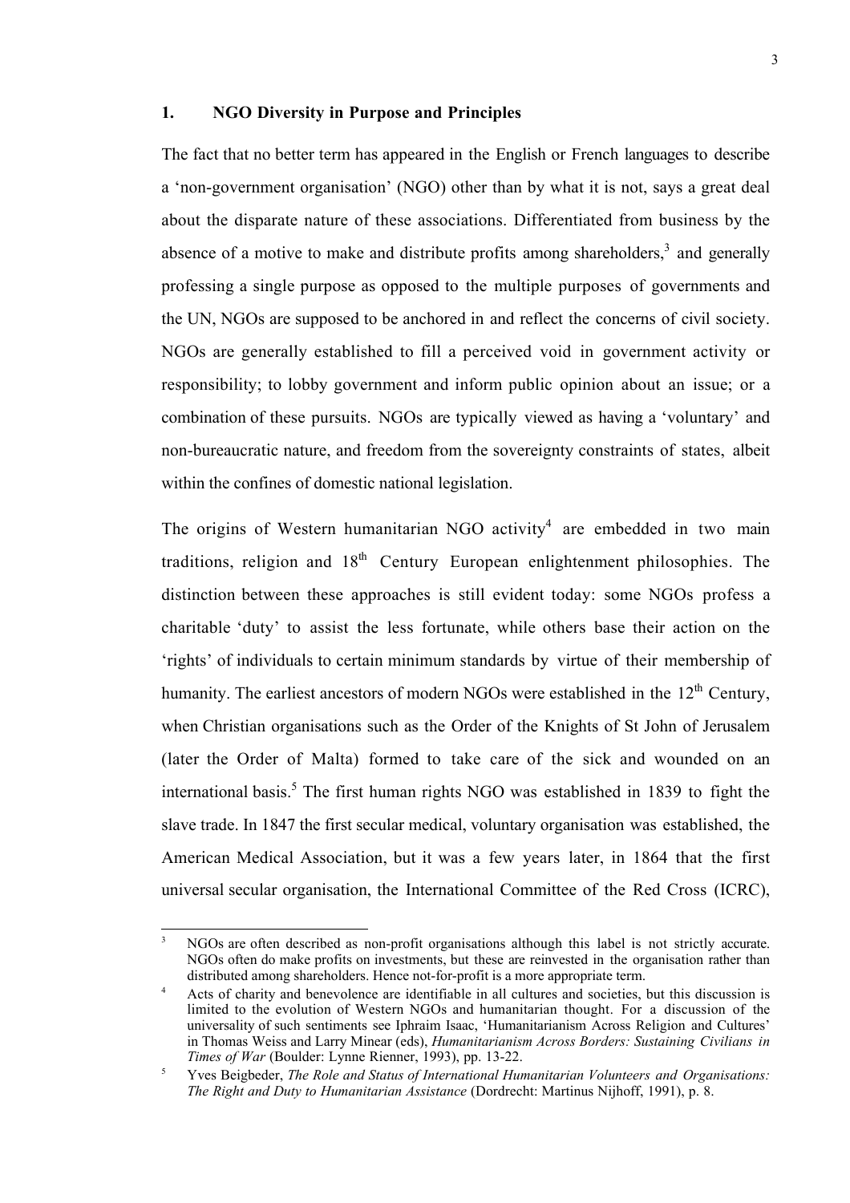## 1. NGO Diversity in Purpose and Principles

The fact that no better term has appeared in the English or French languages to describe a 'non-government organisation' (NGO) other than by what it is not, says a great deal about the disparate nature of these associations. Differentiated from business by the absence of a motive to make and distribute profits among shareholders,[3] and generally professing a single purpose as opposed to the multiple purposes of governments and the UN, NGOs are supposed to be anchored in and reflect the concerns of civil society. NGOs are generally established to fill a perceived void in government activity or responsibility; to lobby government and inform public opinion about an issue; or a combination of these pursuits. NGOs are typically viewed as having a 'voluntary' and non-bureaucratic nature, and freedom from the sovereignty constraints of states, albeit within the confines of domestic national legislation.

The origins of Western humanitarian NGO activity[4] are embedded in two main traditions, religion and 18th Century European enlightenment philosophies. The distinction between these approaches is still evident today: some NGOs profess a charitable 'duty' to assist the less fortunate, while others base their action on the 'rights' of individuals to certain minimum standards by virtue of their membership of humanity. The earliest ancestors of modern NGOs were established in the 12th Century, when Christian organisations such as the Order of the Knights of St John of Jerusalem (later the Order of Malta) formed to take care of the sick and wounded on an international basis.[5] The first human rights NGO was established in 1839 to fight the slave trade. In 1847 the first secular medical, voluntary organisation was established, the American Medical Association, but it was a few years later, in 1864 that the first universal secular organisation, the International Committee of the Red Cross (ICRC),

---

[3] NGOs are often described as non-profit organisations although this label is not strictly accurate. NGOs often do make profits on investments, but these are reinvested in the organisation rather than distributed among shareholders. Hence not-for-profit is a more appropriate term.

[4] Acts of charity and benevolence are identifiable in all cultures and societies, but this discussion is limited to the evolution of Western NGOs and humanitarian thought. For a discussion of the universality of such sentiments see Iphraim Isaac, 'Humanitarianism Across Religion and Cultures' in Thomas Weiss and Larry Minear (eds), *Humanitarianism Across Borders: Sustaining Civilians in Times of War* (Boulder: Lynne Rienner, 1993), pp. 13-22.

[5] Yves Beigbeder, *The Role and Status of International Humanitarian Volunteers and Organisations: The Right and Duty to Humanitarian Assistance* (Dordrecht: Martinus Nijhoff, 1991), p. 8.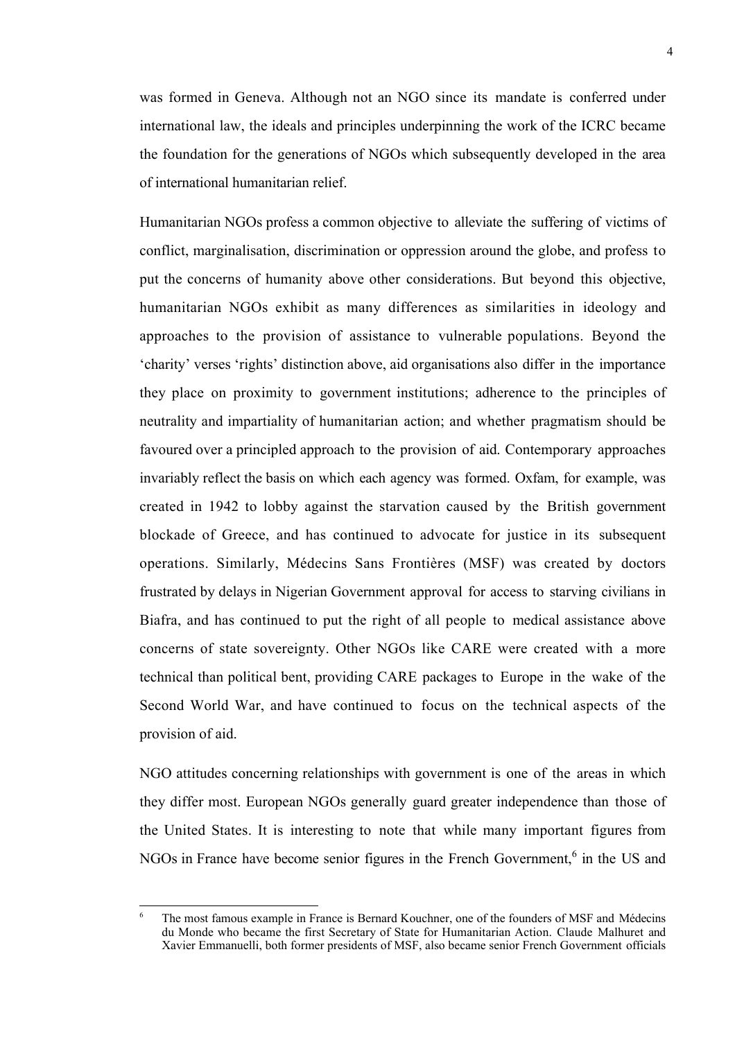was formed in Geneva. Although not an NGO since its mandate is conferred under international law, the ideals and principles underpinning the work of the ICRC became the foundation for the generations of NGOs which subsequently developed in the area of international humanitarian relief.

Humanitarian NGOs profess a common objective to alleviate the suffering of victims of conflict, marginalisation, discrimination or oppression around the globe, and profess to put the concerns of humanity above other considerations. But beyond this objective, humanitarian NGOs exhibit as many differences as similarities in ideology and approaches to the provision of assistance to vulnerable populations. Beyond the 'charity' verses 'rights' distinction above, aid organisations also differ in the importance they place on proximity to government institutions; adherence to the principles of neutrality and impartiality of humanitarian action; and whether pragmatism should be favoured over a principled approach to the provision of aid. Contemporary approaches invariably reflect the basis on which each agency was formed. Oxfam, for example, was created in 1942 to lobby against the starvation caused by the British government blockade of Greece, and has continued to advocate for justice in its subsequent operations. Similarly, Médecins Sans Frontières (MSF) was created by doctors frustrated by delays in Nigerian Government approval for access to starving civilians in Biafra, and has continued to put the right of all people to medical assistance above concerns of state sovereignty. Other NGOs like CARE were created with a more technical than political bent, providing CARE packages to Europe in the wake of the Second World War, and have continued to focus on the technical aspects of the provision of aid.

NGO attitudes concerning relationships with government is one of the areas in which they differ most. European NGOs generally guard greater independence than those of the United States. It is interesting to note that while many important figures from NGOs in France have become senior figures in the French Government,[6] in the US and

---

[6] The most famous example in France is Bernard Kouchner, one of the founders of MSF and Médecins du Monde who became the first Secretary of State for Humanitarian Action. Claude Malhuret and Xavier Emmanuelli, both former presidents of MSF, also became senior French Government officials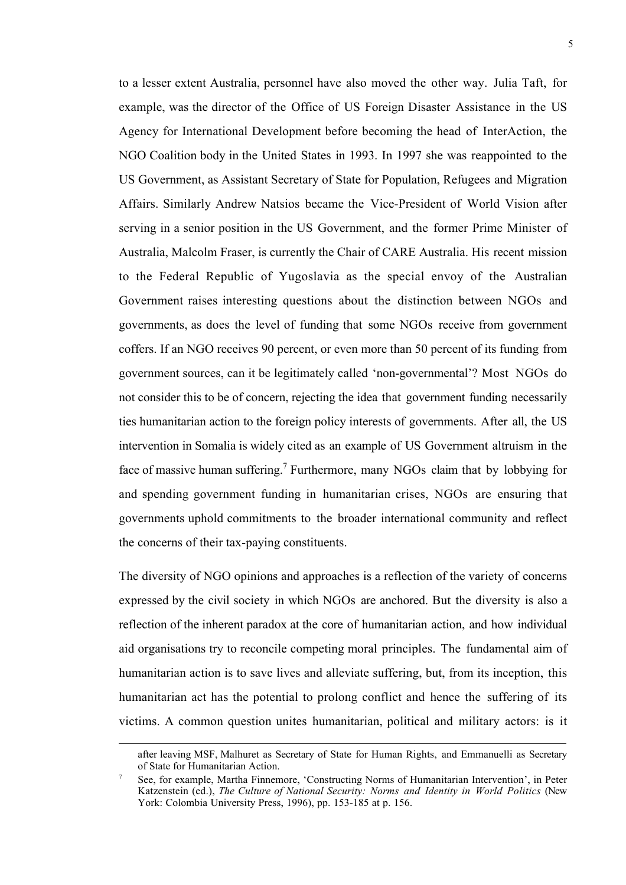to a lesser extent Australia, personnel have also moved the other way. Julia Taft, for example, was the director of the Office of US Foreign Disaster Assistance in the US Agency for International Development before becoming the head of InterAction, the NGO Coalition body in the United States in 1993. In 1997 she was reappointed to the US Government, as Assistant Secretary of State for Population, Refugees and Migration Affairs. Similarly Andrew Natsios became the Vice-President of World Vision after serving in a senior position in the US Government, and the former Prime Minister of Australia, Malcolm Fraser, is currently the Chair of CARE Australia. His recent mission to the Federal Republic of Yugoslavia as the special envoy of the Australian Government raises interesting questions about the distinction between NGOs and governments, as does the level of funding that some NGOs receive from government coffers. If an NGO receives 90 percent, or even more than 50 percent of its funding from government sources, can it be legitimately called 'non-governmental'? Most NGOs do not consider this to be of concern, rejecting the idea that government funding necessarily ties humanitarian action to the foreign policy interests of governments. After all, the US intervention in Somalia is widely cited as an example of US Government altruism in the face of massive human suffering.[7] Furthermore, many NGOs claim that by lobbying for and spending government funding in humanitarian crises, NGOs are ensuring that governments uphold commitments to the broader international community and reflect the concerns of their tax-paying constituents.

The diversity of NGO opinions and approaches is a reflection of the variety of concerns expressed by the civil society in which NGOs are anchored. But the diversity is also a reflection of the inherent paradox at the core of humanitarian action, and how individual aid organisations try to reconcile competing moral principles. The fundamental aim of humanitarian action is to save lives and alleviate suffering, but, from its inception, this humanitarian act has the potential to prolong conflict and hence the suffering of its victims. A common question unites humanitarian, political and military actors: is it

---

after leaving MSF, Malhuret as Secretary of State for Human Rights, and Emmanuelli as Secretary of State for Humanitarian Action.

[7] See, for example, Martha Finnemore, 'Constructing Norms of Humanitarian Intervention', in Peter Katzenstein (ed.), *The Culture of National Security: Norms and Identity in World Politics* (New York: Colombia University Press, 1996), pp. 153-185 at p. 156.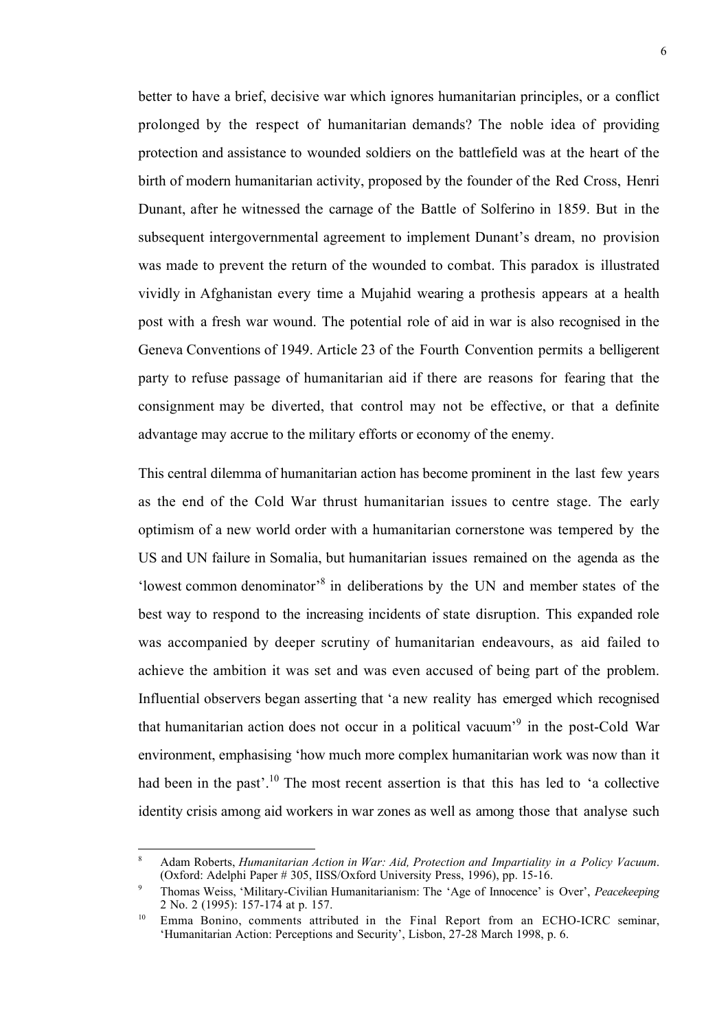better to have a brief, decisive war which ignores humanitarian principles, or a conflict prolonged by the respect of humanitarian demands? The noble idea of providing protection and assistance to wounded soldiers on the battlefield was at the heart of the birth of modern humanitarian activity, proposed by the founder of the Red Cross, Henri Dunant, after he witnessed the carnage of the Battle of Solferino in 1859. But in the subsequent intergovernmental agreement to implement Dunant's dream, no provision was made to prevent the return of the wounded to combat. This paradox is illustrated vividly in Afghanistan every time a Mujahid wearing a prothesis appears at a health post with a fresh war wound. The potential role of aid in war is also recognised in the Geneva Conventions of 1949. Article 23 of the Fourth Convention permits a belligerent party to refuse passage of humanitarian aid if there are reasons for fearing that the consignment may be diverted, that control may not be effective, or that a definite advantage may accrue to the military efforts or economy of the enemy.

This central dilemma of humanitarian action has become prominent in the last few years as the end of the Cold War thrust humanitarian issues to centre stage. The early optimism of a new world order with a humanitarian cornerstone was tempered by the US and UN failure in Somalia, but humanitarian issues remained on the agenda as the 'lowest common denominator'[8] in deliberations by the UN and member states of the best way to respond to the increasing incidents of state disruption. This expanded role was accompanied by deeper scrutiny of humanitarian endeavours, as aid failed to achieve the ambition it was set and was even accused of being part of the problem. Influential observers began asserting that 'a new reality has emerged which recognised that humanitarian action does not occur in a political vacuum'[9] in the post-Cold War environment, emphasising 'how much more complex humanitarian work was now than it had been in the past'.[10] The most recent assertion is that this has led to 'a collective identity crisis among aid workers in war zones as well as among those that analyse such

---

[8] Adam Roberts, *Humanitarian Action in War: Aid, Protection and Impartiality in a Policy Vacuum*. (Oxford: Adelphi Paper # 305, IISS/Oxford University Press, 1996), pp. 15-16.

[9] Thomas Weiss, 'Military-Civilian Humanitarianism: The 'Age of Innocence' is Over', *Peacekeeping* 2 No. 2 (1995): 157-174 at p. 157.

[10] Emma Bonino, comments attributed in the Final Report from an ECHO-ICRC seminar, 'Humanitarian Action: Perceptions and Security', Lisbon, 27-28 March 1998, p. 6.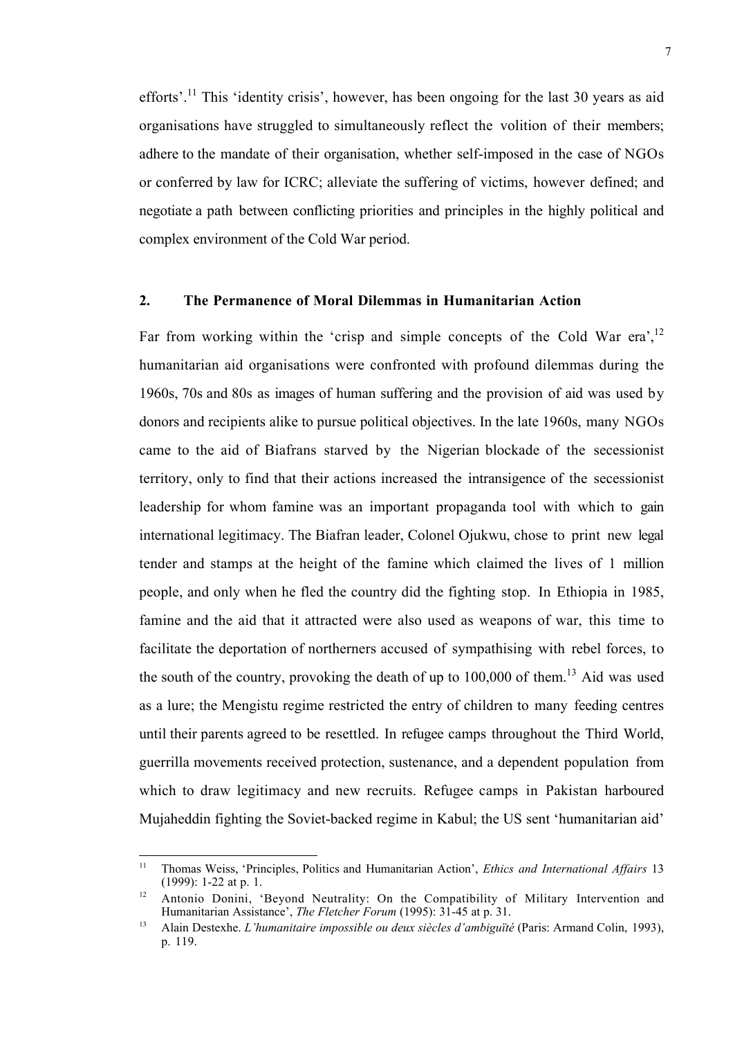efforts'.[11] This 'identity crisis', however, has been ongoing for the last 30 years as aid organisations have struggled to simultaneously reflect the volition of their members; adhere to the mandate of their organisation, whether self-imposed in the case of NGOs or conferred by law for ICRC; alleviate the suffering of victims, however defined; and negotiate a path between conflicting priorities and principles in the highly political and complex environment of the Cold War period.

## 2. The Permanence of Moral Dilemmas in Humanitarian Action

Far from working within the 'crisp and simple concepts of the Cold War era',[12] humanitarian aid organisations were confronted with profound dilemmas during the 1960s, 70s and 80s as images of human suffering and the provision of aid was used by donors and recipients alike to pursue political objectives. In the late 1960s, many NGOs came to the aid of Biafrans starved by the Nigerian blockade of the secessionist territory, only to find that their actions increased the intransigence of the secessionist leadership for whom famine was an important propaganda tool with which to gain international legitimacy. The Biafran leader, Colonel Ojukwu, chose to print new legal tender and stamps at the height of the famine which claimed the lives of 1 million people, and only when he fled the country did the fighting stop. In Ethiopia in 1985, famine and the aid that it attracted were also used as weapons of war, this time to facilitate the deportation of northerners accused of sympathising with rebel forces, to the south of the country, provoking the death of up to 100,000 of them.[13] Aid was used as a lure; the Mengistu regime restricted the entry of children to many feeding centres until their parents agreed to be resettled. In refugee camps throughout the Third World, guerrilla movements received protection, sustenance, and a dependent population from which to draw legitimacy and new recruits. Refugee camps in Pakistan harboured Mujaheddin fighting the Soviet-backed regime in Kabul; the US sent 'humanitarian aid'

---

[11] Thomas Weiss, 'Principles, Politics and Humanitarian Action', *Ethics and International Affairs* 13 (1999): 1-22 at p. 1.

[12] Antonio Donini, 'Beyond Neutrality: On the Compatibility of Military Intervention and Humanitarian Assistance', *The Fletcher Forum* (1995): 31-45 at p. 31.

[13] Alain Destexhe. *L'humanitaire impossible ou deux siècles d'ambiguïté* (Paris: Armand Colin, 1993), p. 119.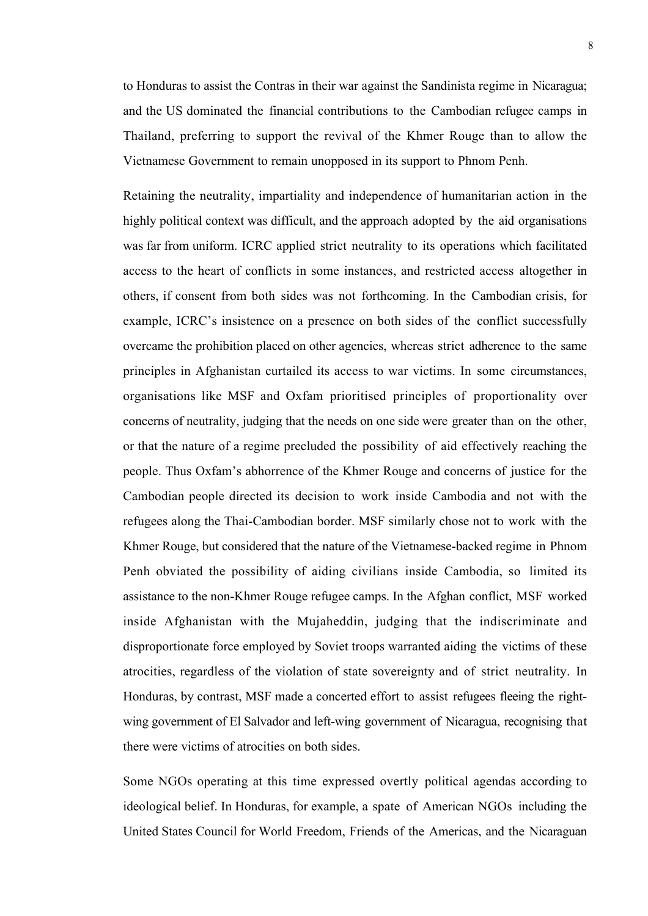to Honduras to assist the Contras in their war against the Sandinista regime in Nicaragua; and the US dominated the financial contributions to the Cambodian refugee camps in Thailand, preferring to support the revival of the Khmer Rouge than to allow the Vietnamese Government to remain unopposed in its support to Phnom Penh.

Retaining the neutrality, impartiality and independence of humanitarian action in the highly political context was difficult, and the approach adopted by the aid organisations was far from uniform. ICRC applied strict neutrality to its operations which facilitated access to the heart of conflicts in some instances, and restricted access altogether in others, if consent from both sides was not forthcoming. In the Cambodian crisis, for example, ICRC's insistence on a presence on both sides of the conflict successfully overcame the prohibition placed on other agencies, whereas strict adherence to the same principles in Afghanistan curtailed its access to war victims. In some circumstances, organisations like MSF and Oxfam prioritised principles of proportionality over concerns of neutrality, judging that the needs on one side were greater than on the other, or that the nature of a regime precluded the possibility of aid effectively reaching the people. Thus Oxfam's abhorrence of the Khmer Rouge and concerns of justice for the Cambodian people directed its decision to work inside Cambodia and not with the refugees along the Thai-Cambodian border. MSF similarly chose not to work with the Khmer Rouge, but considered that the nature of the Vietnamese-backed regime in Phnom Penh obviated the possibility of aiding civilians inside Cambodia, so limited its assistance to the non-Khmer Rouge refugee camps. In the Afghan conflict, MSF worked inside Afghanistan with the Mujaheddin, judging that the indiscriminate and disproportionate force employed by Soviet troops warranted aiding the victims of these atrocities, regardless of the violation of state sovereignty and of strict neutrality. In Honduras, by contrast, MSF made a concerted effort to assist refugees fleeing the right-wing government of El Salvador and left-wing government of Nicaragua, recognising that there were victims of atrocities on both sides.

Some NGOs operating at this time expressed overtly political agendas according to ideological belief. In Honduras, for example, a spate of American NGOs including the United States Council for World Freedom, Friends of the Americas, and the Nicaraguan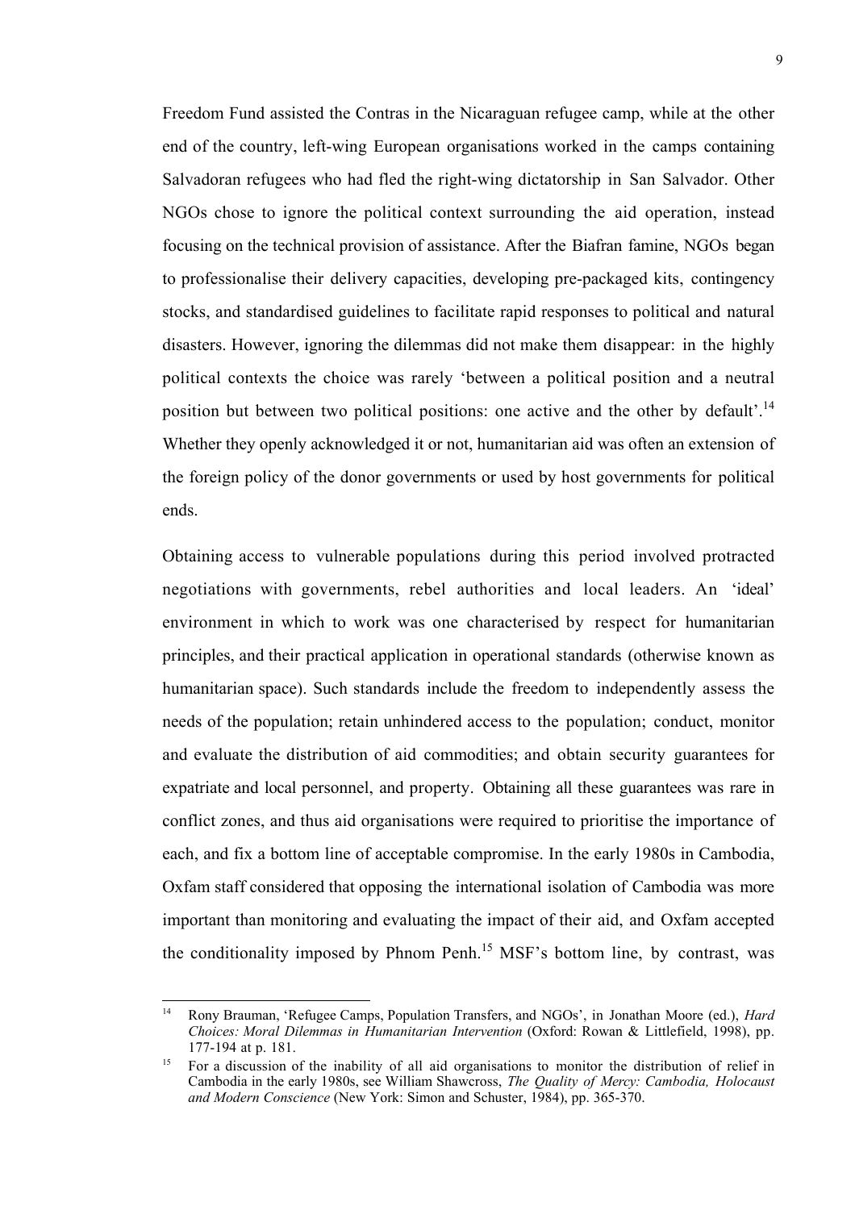Freedom Fund assisted the Contras in the Nicaraguan refugee camp, while at the other end of the country, left-wing European organisations worked in the camps containing Salvadoran refugees who had fled the right-wing dictatorship in San Salvador. Other NGOs chose to ignore the political context surrounding the aid operation, instead focusing on the technical provision of assistance. After the Biafran famine, NGOs began to professionalise their delivery capacities, developing pre-packaged kits, contingency stocks, and standardised guidelines to facilitate rapid responses to political and natural disasters. However, ignoring the dilemmas did not make them disappear: in the highly political contexts the choice was rarely 'between a political position and a neutral position but between two political positions: one active and the other by default'.[14] Whether they openly acknowledged it or not, humanitarian aid was often an extension of the foreign policy of the donor governments or used by host governments for political ends.

Obtaining access to vulnerable populations during this period involved protracted negotiations with governments, rebel authorities and local leaders. An 'ideal' environment in which to work was one characterised by respect for humanitarian principles, and their practical application in operational standards (otherwise known as humanitarian space). Such standards include the freedom to independently assess the needs of the population; retain unhindered access to the population; conduct, monitor and evaluate the distribution of aid commodities; and obtain security guarantees for expatriate and local personnel, and property. Obtaining all these guarantees was rare in conflict zones, and thus aid organisations were required to prioritise the importance of each, and fix a bottom line of acceptable compromise. In the early 1980s in Cambodia, Oxfam staff considered that opposing the international isolation of Cambodia was more important than monitoring and evaluating the impact of their aid, and Oxfam accepted the conditionality imposed by Phnom Penh.[15] MSF's bottom line, by contrast, was

[14] Rony Brauman, 'Refugee Camps, Population Transfers, and NGOs', in Jonathan Moore (ed.), *Hard Choices: Moral Dilemmas in Humanitarian Intervention* (Oxford: Rowan & Littlefield, 1998), pp. 177-194 at p. 181.

[15] For a discussion of the inability of all aid organisations to monitor the distribution of relief in Cambodia in the early 1980s, see William Shawcross, *The Quality of Mercy: Cambodia, Holocaust and Modern Conscience* (New York: Simon and Schuster, 1984), pp. 365-370.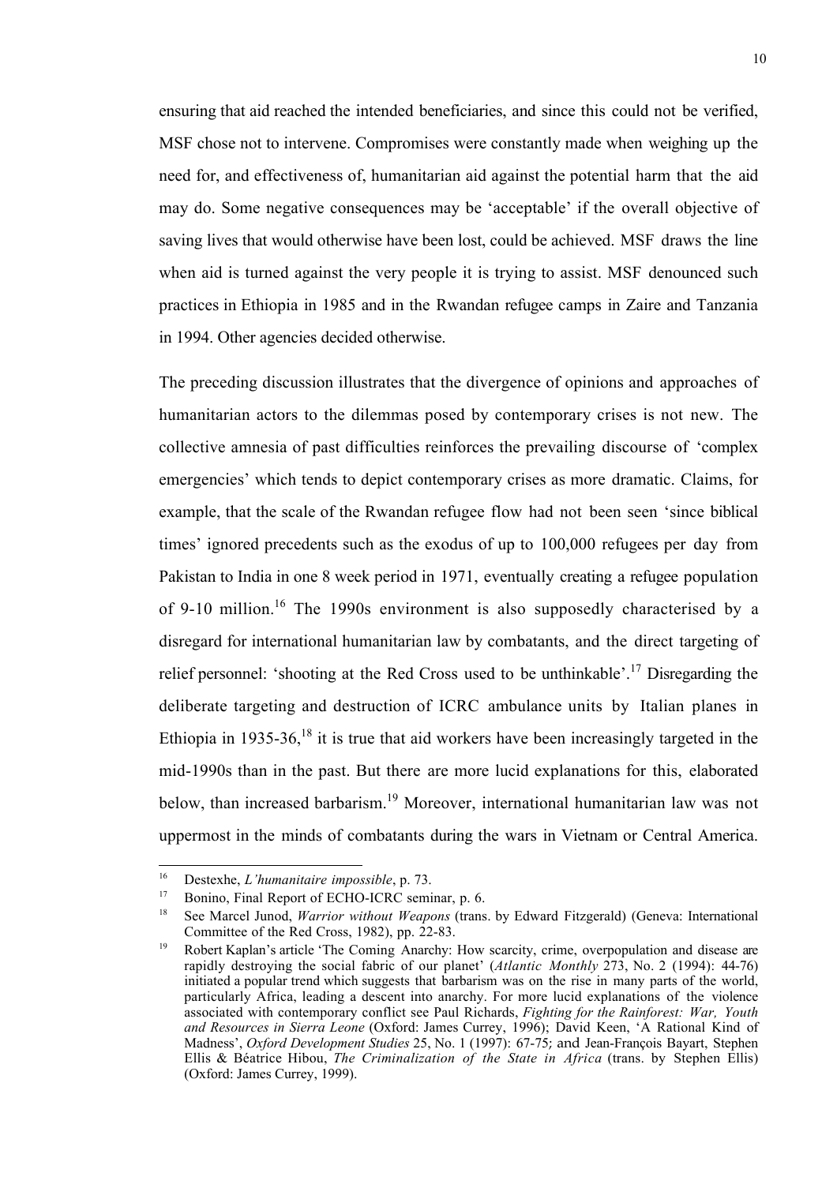ensuring that aid reached the intended beneficiaries, and since this could not be verified, MSF chose not to intervene. Compromises were constantly made when weighing up the need for, and effectiveness of, humanitarian aid against the potential harm that the aid may do. Some negative consequences may be 'acceptable' if the overall objective of saving lives that would otherwise have been lost, could be achieved. MSF draws the line when aid is turned against the very people it is trying to assist. MSF denounced such practices in Ethiopia in 1985 and in the Rwandan refugee camps in Zaire and Tanzania in 1994. Other agencies decided otherwise.

The preceding discussion illustrates that the divergence of opinions and approaches of humanitarian actors to the dilemmas posed by contemporary crises is not new. The collective amnesia of past difficulties reinforces the prevailing discourse of 'complex emergencies' which tends to depict contemporary crises as more dramatic. Claims, for example, that the scale of the Rwandan refugee flow had not been seen 'since biblical times' ignored precedents such as the exodus of up to 100,000 refugees per day from Pakistan to India in one 8 week period in 1971, eventually creating a refugee population of 9-10 million.[16] The 1990s environment is also supposedly characterised by a disregard for international humanitarian law by combatants, and the direct targeting of relief personnel: 'shooting at the Red Cross used to be unthinkable'.[17] Disregarding the deliberate targeting and destruction of ICRC ambulance units by Italian planes in Ethiopia in 1935-36,[18] it is true that aid workers have been increasingly targeted in the mid-1990s than in the past. But there are more lucid explanations for this, elaborated below, than increased barbarism.[19] Moreover, international humanitarian law was not uppermost in the minds of combatants during the wars in Vietnam or Central America.

---

[16] Destexhe, *L'humanitaire impossible*, p. 73.

[17] Bonino, Final Report of ECHO-ICRC seminar, p. 6.

[18] See Marcel Junod, *Warrior without Weapons* (trans. by Edward Fitzgerald) (Geneva: International Committee of the Red Cross, 1982), pp. 22-83.

[19] Robert Kaplan's article 'The Coming Anarchy: How scarcity, crime, overpopulation and disease are rapidly destroying the social fabric of our planet' (*Atlantic Monthly* 273, No. 2 (1994): 44-76) initiated a popular trend which suggests that barbarism was on the rise in many parts of the world, particularly Africa, leading a descent into anarchy. For more lucid explanations of the violence associated with contemporary conflict see Paul Richards, *Fighting for the Rainforest: War, Youth and Resources in Sierra Leone* (Oxford: James Currey, 1996); David Keen, 'A Rational Kind of Madness', *Oxford Development Studies* 25, No. 1 (1997): 67-75; and Jean-François Bayart, Stephen Ellis & Béatrice Hibou, *The Criminalization of the State in Africa* (trans. by Stephen Ellis) (Oxford: James Currey, 1999).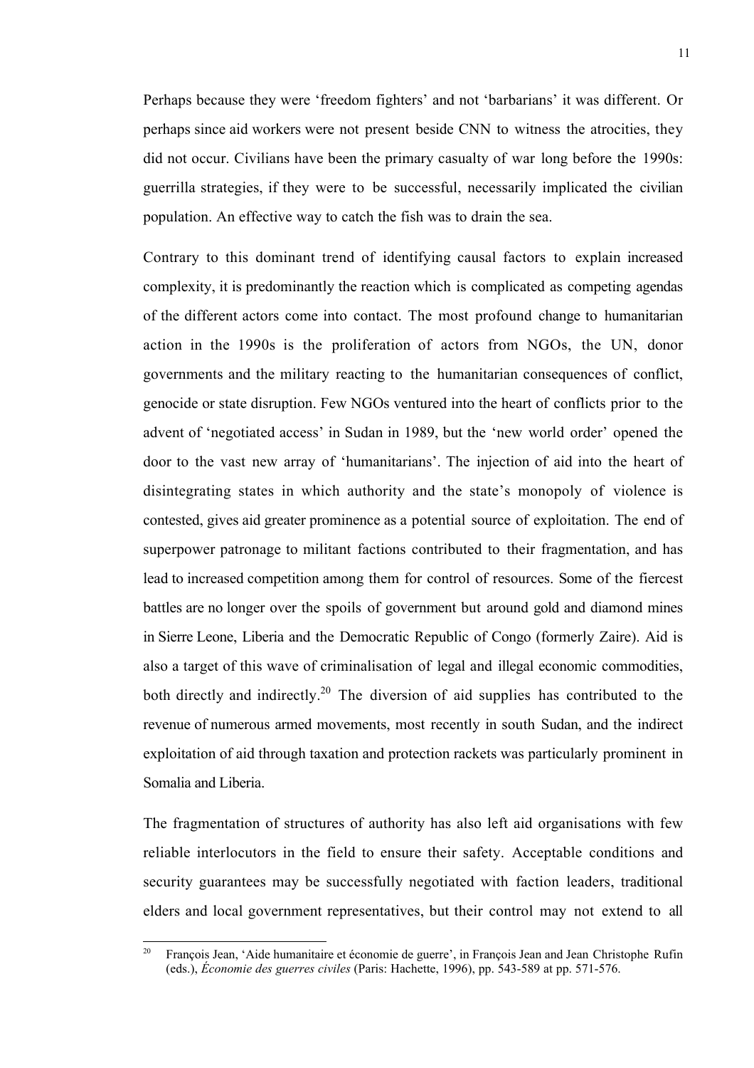Perhaps because they were 'freedom fighters' and not 'barbarians' it was different. Or perhaps since aid workers were not present beside CNN to witness the atrocities, they did not occur. Civilians have been the primary casualty of war long before the 1990s: guerrilla strategies, if they were to be successful, necessarily implicated the civilian population. An effective way to catch the fish was to drain the sea.

Contrary to this dominant trend of identifying causal factors to explain increased complexity, it is predominantly the reaction which is complicated as competing agendas of the different actors come into contact. The most profound change to humanitarian action in the 1990s is the proliferation of actors from NGOs, the UN, donor governments and the military reacting to the humanitarian consequences of conflict, genocide or state disruption. Few NGOs ventured into the heart of conflicts prior to the advent of 'negotiated access' in Sudan in 1989, but the 'new world order' opened the door to the vast new array of 'humanitarians'. The injection of aid into the heart of disintegrating states in which authority and the state's monopoly of violence is contested, gives aid greater prominence as a potential source of exploitation. The end of superpower patronage to militant factions contributed to their fragmentation, and has lead to increased competition among them for control of resources. Some of the fiercest battles are no longer over the spoils of government but around gold and diamond mines in Sierre Leone, Liberia and the Democratic Republic of Congo (formerly Zaire). Aid is also a target of this wave of criminalisation of legal and illegal economic commodities, both directly and indirectly.[20] The diversion of aid supplies has contributed to the revenue of numerous armed movements, most recently in south Sudan, and the indirect exploitation of aid through taxation and protection rackets was particularly prominent in Somalia and Liberia.

The fragmentation of structures of authority has also left aid organisations with few reliable interlocutors in the field to ensure their safety. Acceptable conditions and security guarantees may be successfully negotiated with faction leaders, traditional elders and local government representatives, but their control may not extend to all

[20] François Jean, 'Aide humanitaire et économie de guerre', in François Jean and Jean Christophe Rufin (eds.), *Économie des guerres civiles* (Paris: Hachette, 1996), pp. 543-589 at pp. 571-576.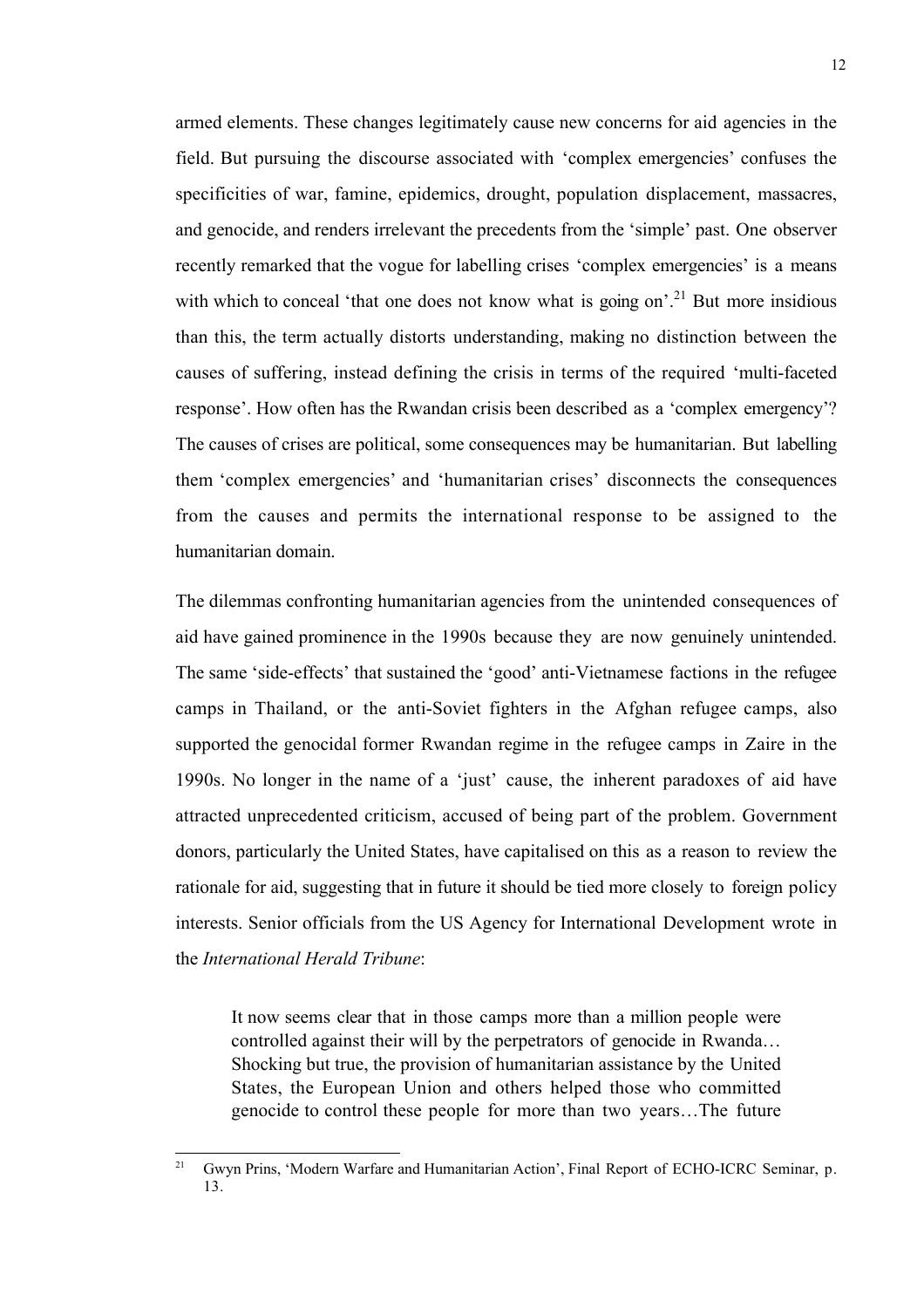armed elements. These changes legitimately cause new concerns for aid agencies in the field. But pursuing the discourse associated with 'complex emergencies' confuses the specificities of war, famine, epidemics, drought, population displacement, massacres, and genocide, and renders irrelevant the precedents from the 'simple' past. One observer recently remarked that the vogue for labelling crises 'complex emergencies' is a means with which to conceal 'that one does not know what is going on'.[21] But more insidious than this, the term actually distorts understanding, making no distinction between the causes of suffering, instead defining the crisis in terms of the required 'multi-faceted response'. How often has the Rwandan crisis been described as a 'complex emergency'? The causes of crises are political, some consequences may be humanitarian. But labelling them 'complex emergencies' and 'humanitarian crises' disconnects the consequences from the causes and permits the international response to be assigned to the humanitarian domain.

The dilemmas confronting humanitarian agencies from the unintended consequences of aid have gained prominence in the 1990s because they are now genuinely unintended. The same 'side-effects' that sustained the 'good' anti-Vietnamese factions in the refugee camps in Thailand, or the anti-Soviet fighters in the Afghan refugee camps, also supported the genocidal former Rwandan regime in the refugee camps in Zaire in the 1990s. No longer in the name of a 'just' cause, the inherent paradoxes of aid have attracted unprecedented criticism, accused of being part of the problem. Government donors, particularly the United States, have capitalised on this as a reason to review the rationale for aid, suggesting that in future it should be tied more closely to foreign policy interests. Senior officials from the US Agency for International Development wrote in the *International Herald Tribune*:

> It now seems clear that in those camps more than a million people were controlled against their will by the perpetrators of genocide in Rwanda… Shocking but true, the provision of humanitarian assistance by the United States, the European Union and others helped those who committed genocide to control these people for more than two years…The future

[21] Gwyn Prins, 'Modern Warfare and Humanitarian Action', Final Report of ECHO-ICRC Seminar, p. 13.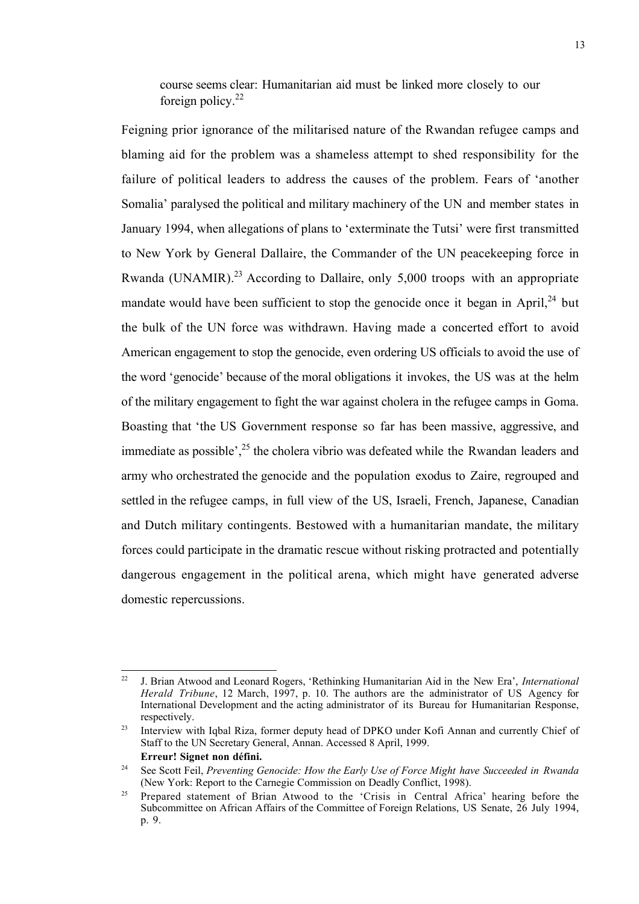> course seems clear: Humanitarian aid must be linked more closely to our foreign policy.[22]

Feigning prior ignorance of the militarised nature of the Rwandan refugee camps and blaming aid for the problem was a shameless attempt to shed responsibility for the failure of political leaders to address the causes of the problem. Fears of 'another Somalia' paralysed the political and military machinery of the UN and member states in January 1994, when allegations of plans to 'exterminate the Tutsi' were first transmitted to New York by General Dallaire, the Commander of the UN peacekeeping force in Rwanda (UNAMIR).[23] According to Dallaire, only 5,000 troops with an appropriate mandate would have been sufficient to stop the genocide once it began in April,[24] but the bulk of the UN force was withdrawn. Having made a concerted effort to avoid American engagement to stop the genocide, even ordering US officials to avoid the use of the word 'genocide' because of the moral obligations it invokes, the US was at the helm of the military engagement to fight the war against cholera in the refugee camps in Goma. Boasting that 'the US Government response so far has been massive, aggressive, and immediate as possible',[25] the cholera vibrio was defeated while the Rwandan leaders and army who orchestrated the genocide and the population exodus to Zaire, regrouped and settled in the refugee camps, in full view of the US, Israeli, French, Japanese, Canadian and Dutch military contingents. Bestowed with a humanitarian mandate, the military forces could participate in the dramatic rescue without risking protracted and potentially dangerous engagement in the political arena, which might have generated adverse domestic repercussions.

---

[22] J. Brian Atwood and Leonard Rogers, 'Rethinking Humanitarian Aid in the New Era', *International Herald Tribune*, 12 March, 1997, p. 10. The authors are the administrator of US Agency for International Development and the acting administrator of its Bureau for Humanitarian Response, respectively.

[23] Interview with Iqbal Riza, former deputy head of DPKO under Kofi Annan and currently Chief of Staff to the UN Secretary General, Annan. Accessed 8 April, 1999. **Erreur! Signet non défini.**

[24] See Scott Feil, *Preventing Genocide: How the Early Use of Force Might have Succeeded in Rwanda* (New York: Report to the Carnegie Commission on Deadly Conflict, 1998).

[25] Prepared statement of Brian Atwood to the 'Crisis in Central Africa' hearing before the Subcommittee on African Affairs of the Committee of Foreign Relations, US Senate, 26 July 1994, p. 9.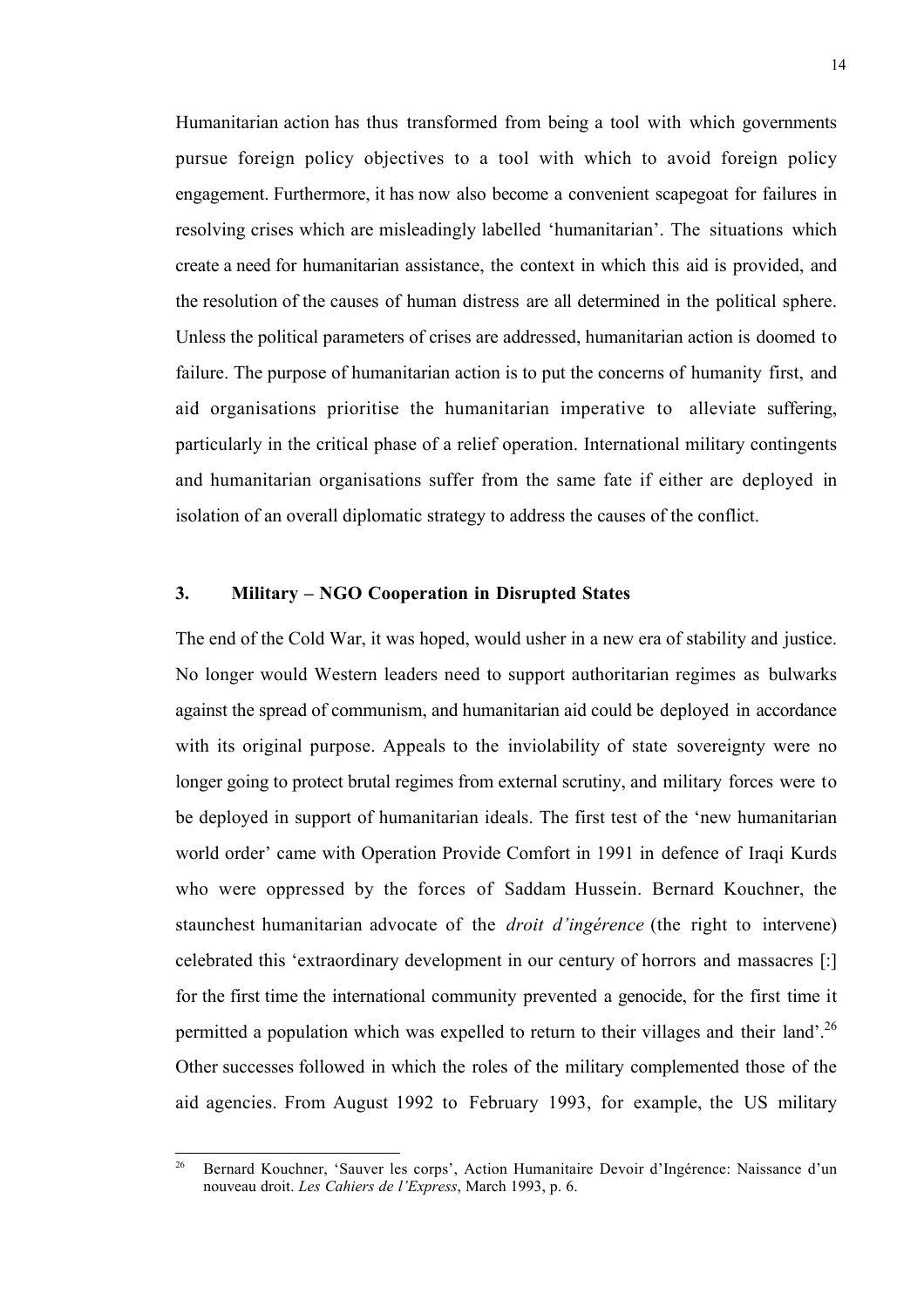Humanitarian action has thus transformed from being a tool with which governments pursue foreign policy objectives to a tool with which to avoid foreign policy engagement. Furthermore, it has now also become a convenient scapegoat for failures in resolving crises which are misleadingly labelled 'humanitarian'. The situations which create a need for humanitarian assistance, the context in which this aid is provided, and the resolution of the causes of human distress are all determined in the political sphere. Unless the political parameters of crises are addressed, humanitarian action is doomed to failure. The purpose of humanitarian action is to put the concerns of humanity first, and aid organisations prioritise the humanitarian imperative to alleviate suffering, particularly in the critical phase of a relief operation. International military contingents and humanitarian organisations suffer from the same fate if either are deployed in isolation of an overall diplomatic strategy to address the causes of the conflict.

## 3. Military – NGO Cooperation in Disrupted States

The end of the Cold War, it was hoped, would usher in a new era of stability and justice. No longer would Western leaders need to support authoritarian regimes as bulwarks against the spread of communism, and humanitarian aid could be deployed in accordance with its original purpose. Appeals to the inviolability of state sovereignty were no longer going to protect brutal regimes from external scrutiny, and military forces were to be deployed in support of humanitarian ideals. The first test of the 'new humanitarian world order' came with Operation Provide Comfort in 1991 in defence of Iraqi Kurds who were oppressed by the forces of Saddam Hussein. Bernard Kouchner, the staunchest humanitarian advocate of the *droit d'ingérence* (the right to intervene) celebrated this 'extraordinary development in our century of horrors and massacres [:] for the first time the international community prevented a genocide, for the first time it permitted a population which was expelled to return to their villages and their land'.[26] Other successes followed in which the roles of the military complemented those of the aid agencies. From August 1992 to February 1993, for example, the US military

[26] Bernard Kouchner, 'Sauver les corps', Action Humanitaire Devoir d'Ingérence: Naissance d'un nouveau droit. *Les Cahiers de l'Express*, March 1993, p. 6.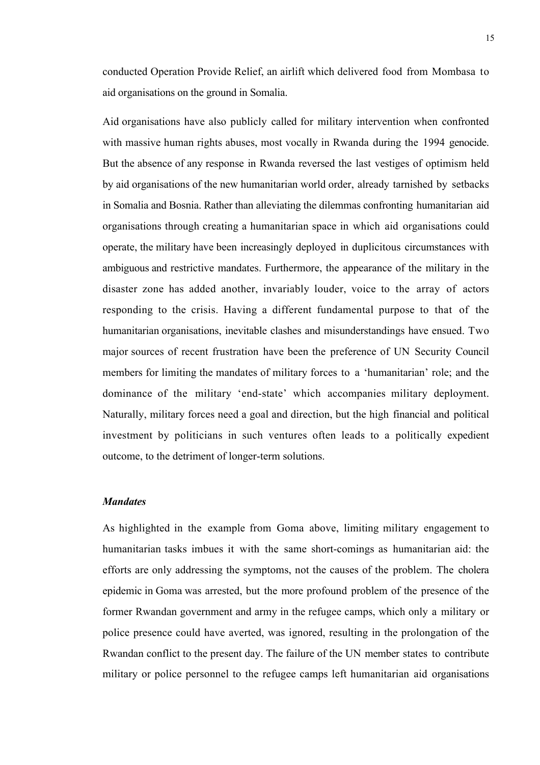conducted Operation Provide Relief, an airlift which delivered food from Mombasa to aid organisations on the ground in Somalia.

Aid organisations have also publicly called for military intervention when confronted with massive human rights abuses, most vocally in Rwanda during the 1994 genocide. But the absence of any response in Rwanda reversed the last vestiges of optimism held by aid organisations of the new humanitarian world order, already tarnished by setbacks in Somalia and Bosnia. Rather than alleviating the dilemmas confronting humanitarian aid organisations through creating a humanitarian space in which aid organisations could operate, the military have been increasingly deployed in duplicitous circumstances with ambiguous and restrictive mandates. Furthermore, the appearance of the military in the disaster zone has added another, invariably louder, voice to the array of actors responding to the crisis. Having a different fundamental purpose to that of the humanitarian organisations, inevitable clashes and misunderstandings have ensued. Two major sources of recent frustration have been the preference of UN Security Council members for limiting the mandates of military forces to a 'humanitarian' role; and the dominance of the military 'end-state' which accompanies military deployment. Naturally, military forces need a goal and direction, but the high financial and political investment by politicians in such ventures often leads to a politically expedient outcome, to the detriment of longer-term solutions.

### *Mandates*

As highlighted in the example from Goma above, limiting military engagement to humanitarian tasks imbues it with the same short-comings as humanitarian aid: the efforts are only addressing the symptoms, not the causes of the problem. The cholera epidemic in Goma was arrested, but the more profound problem of the presence of the former Rwandan government and army in the refugee camps, which only a military or police presence could have averted, was ignored, resulting in the prolongation of the Rwandan conflict to the present day. The failure of the UN member states to contribute military or police personnel to the refugee camps left humanitarian aid organisations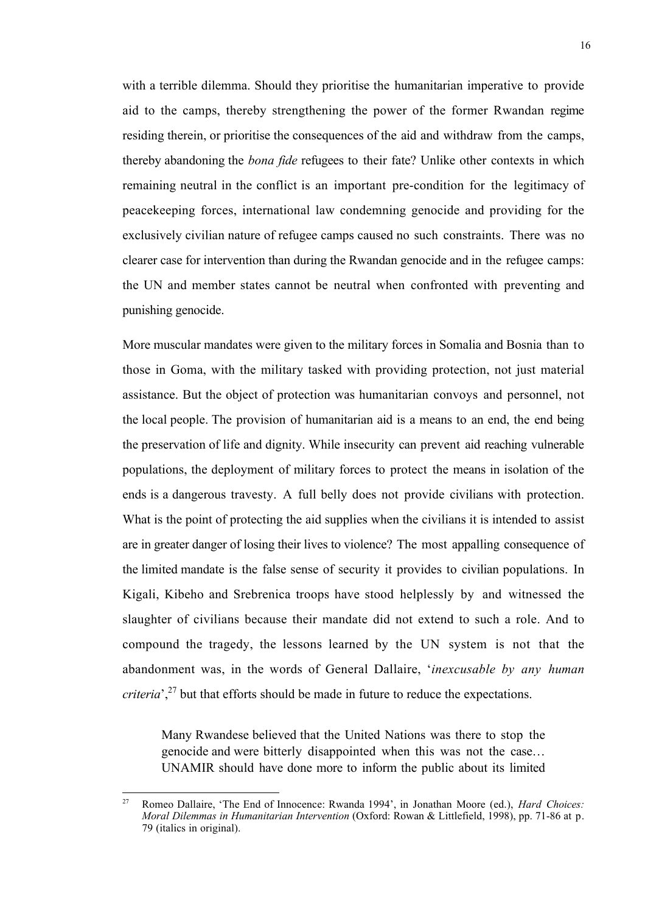with a terrible dilemma. Should they prioritise the humanitarian imperative to provide aid to the camps, thereby strengthening the power of the former Rwandan regime residing therein, or prioritise the consequences of the aid and withdraw from the camps, thereby abandoning the *bona fide* refugees to their fate? Unlike other contexts in which remaining neutral in the conflict is an important pre-condition for the legitimacy of peacekeeping forces, international law condemning genocide and providing for the exclusively civilian nature of refugee camps caused no such constraints. There was no clearer case for intervention than during the Rwandan genocide and in the refugee camps: the UN and member states cannot be neutral when confronted with preventing and punishing genocide.

More muscular mandates were given to the military forces in Somalia and Bosnia than to those in Goma, with the military tasked with providing protection, not just material assistance. But the object of protection was humanitarian convoys and personnel, not the local people. The provision of humanitarian aid is a means to an end, the end being the preservation of life and dignity. While insecurity can prevent aid reaching vulnerable populations, the deployment of military forces to protect the means in isolation of the ends is a dangerous travesty. A full belly does not provide civilians with protection. What is the point of protecting the aid supplies when the civilians it is intended to assist are in greater danger of losing their lives to violence? The most appalling consequence of the limited mandate is the false sense of security it provides to civilian populations. In Kigali, Kibeho and Srebrenica troops have stood helplessly by and witnessed the slaughter of civilians because their mandate did not extend to such a role. And to compound the tragedy, the lessons learned by the UN system is not that the abandonment was, in the words of General Dallaire, '*inexcusable by any human criteria*',[27] but that efforts should be made in future to reduce the expectations.

> Many Rwandese believed that the United Nations was there to stop the genocide and were bitterly disappointed when this was not the case… UNAMIR should have done more to inform the public about its limited

[27] Romeo Dallaire, 'The End of Innocence: Rwanda 1994', in Jonathan Moore (ed.), *Hard Choices: Moral Dilemmas in Humanitarian Intervention* (Oxford: Rowan & Littlefield, 1998), pp. 71-86 at p. 79 (italics in original).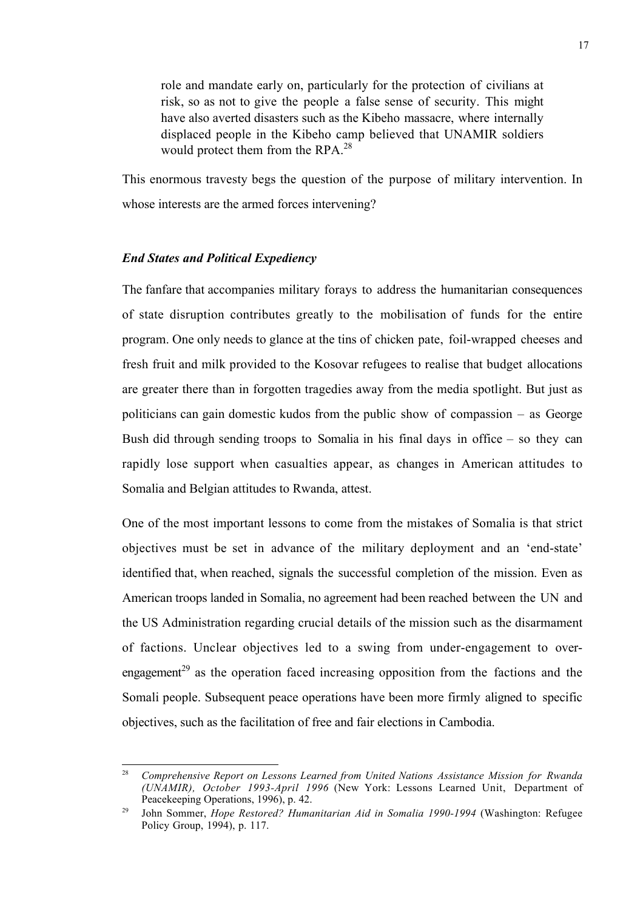> role and mandate early on, particularly for the protection of civilians at risk, so as not to give the people a false sense of security. This might have also averted disasters such as the Kibeho massacre, where internally displaced people in the Kibeho camp believed that UNAMIR soldiers would protect them from the RPA.[28]

This enormous travesty begs the question of the purpose of military intervention. In whose interests are the armed forces intervening?

### *End States and Political Expediency*

The fanfare that accompanies military forays to address the humanitarian consequences of state disruption contributes greatly to the mobilisation of funds for the entire program. One only needs to glance at the tins of chicken pate, foil-wrapped cheeses and fresh fruit and milk provided to the Kosovar refugees to realise that budget allocations are greater there than in forgotten tragedies away from the media spotlight. But just as politicians can gain domestic kudos from the public show of compassion – as George Bush did through sending troops to Somalia in his final days in office – so they can rapidly lose support when casualties appear, as changes in American attitudes to Somalia and Belgian attitudes to Rwanda, attest.

One of the most important lessons to come from the mistakes of Somalia is that strict objectives must be set in advance of the military deployment and an 'end-state' identified that, when reached, signals the successful completion of the mission. Even as American troops landed in Somalia, no agreement had been reached between the UN and the US Administration regarding crucial details of the mission such as the disarmament of factions. Unclear objectives led to a swing from under-engagement to over-engagement[29] as the operation faced increasing opposition from the factions and the Somali people. Subsequent peace operations have been more firmly aligned to specific objectives, such as the facilitation of free and fair elections in Cambodia.

---

[28] *Comprehensive Report on Lessons Learned from United Nations Assistance Mission for Rwanda (UNAMIR), October 1993-April 1996* (New York: Lessons Learned Unit, Department of Peacekeeping Operations, 1996), p. 42.

[29] John Sommer, *Hope Restored? Humanitarian Aid in Somalia 1990-1994* (Washington: Refugee Policy Group, 1994), p. 117.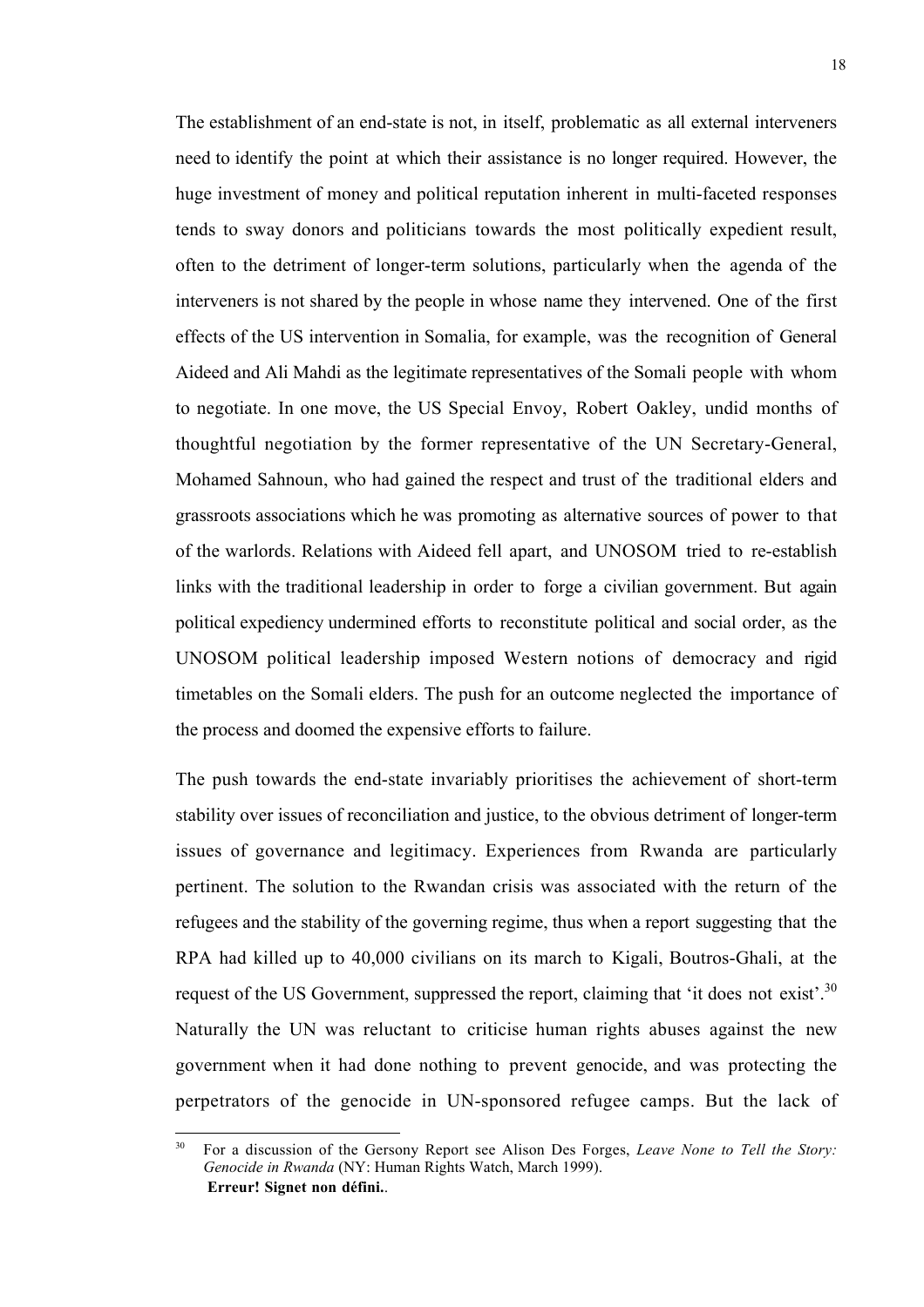The establishment of an end-state is not, in itself, problematic as all external interveners need to identify the point at which their assistance is no longer required. However, the huge investment of money and political reputation inherent in multi-faceted responses tends to sway donors and politicians towards the most politically expedient result, often to the detriment of longer-term solutions, particularly when the agenda of the interveners is not shared by the people in whose name they intervened. One of the first effects of the US intervention in Somalia, for example, was the recognition of General Aideed and Ali Mahdi as the legitimate representatives of the Somali people with whom to negotiate. In one move, the US Special Envoy, Robert Oakley, undid months of thoughtful negotiation by the former representative of the UN Secretary-General, Mohamed Sahnoun, who had gained the respect and trust of the traditional elders and grassroots associations which he was promoting as alternative sources of power to that of the warlords. Relations with Aideed fell apart, and UNOSOM tried to re-establish links with the traditional leadership in order to forge a civilian government. But again political expediency undermined efforts to reconstitute political and social order, as the UNOSOM political leadership imposed Western notions of democracy and rigid timetables on the Somali elders. The push for an outcome neglected the importance of the process and doomed the expensive efforts to failure.

The push towards the end-state invariably prioritises the achievement of short-term stability over issues of reconciliation and justice, to the obvious detriment of longer-term issues of governance and legitimacy. Experiences from Rwanda are particularly pertinent. The solution to the Rwandan crisis was associated with the return of the refugees and the stability of the governing regime, thus when a report suggesting that the RPA had killed up to 40,000 civilians on its march to Kigali, Boutros-Ghali, at the request of the US Government, suppressed the report, claiming that 'it does not exist'.[30] Naturally the UN was reluctant to criticise human rights abuses against the new government when it had done nothing to prevent genocide, and was protecting the perpetrators of the genocide in UN-sponsored refugee camps. But the lack of

---

[30] For a discussion of the Gersony Report see Alison Des Forges, *Leave None to Tell the Story: Genocide in Rwanda* (NY: Human Rights Watch, March 1999).
**Erreur! Signet non défini.**.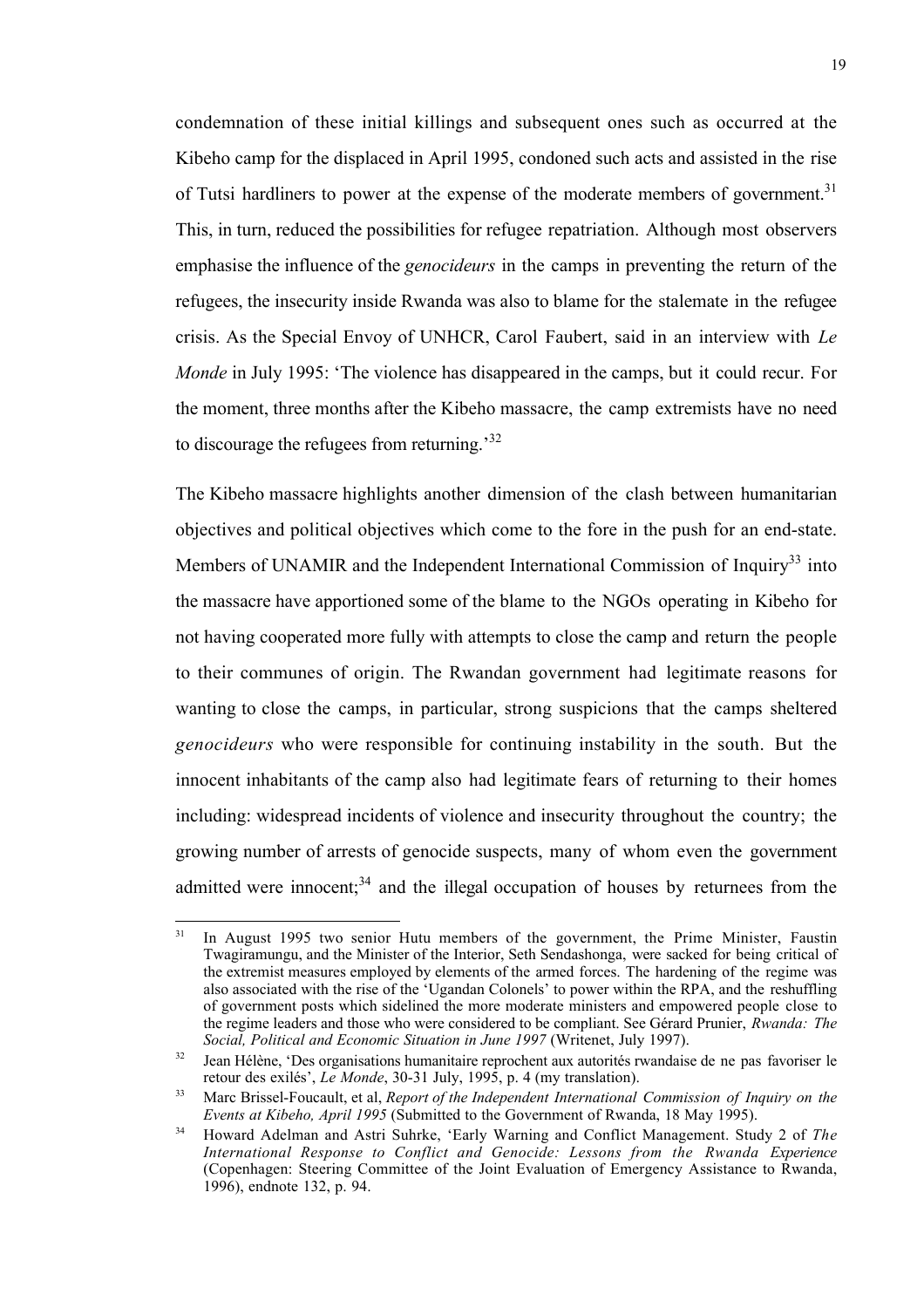condemnation of these initial killings and subsequent ones such as occurred at the Kibeho camp for the displaced in April 1995, condoned such acts and assisted in the rise of Tutsi hardliners to power at the expense of the moderate members of government.[31] This, in turn, reduced the possibilities for refugee repatriation. Although most observers emphasise the influence of the *genocideurs* in the camps in preventing the return of the refugees, the insecurity inside Rwanda was also to blame for the stalemate in the refugee crisis. As the Special Envoy of UNHCR, Carol Faubert, said in an interview with *Le Monde* in July 1995: 'The violence has disappeared in the camps, but it could recur. For the moment, three months after the Kibeho massacre, the camp extremists have no need to discourage the refugees from returning.'[32]

The Kibeho massacre highlights another dimension of the clash between humanitarian objectives and political objectives which come to the fore in the push for an end-state. Members of UNAMIR and the Independent International Commission of Inquiry[33] into the massacre have apportioned some of the blame to the NGOs operating in Kibeho for not having cooperated more fully with attempts to close the camp and return the people to their communes of origin. The Rwandan government had legitimate reasons for wanting to close the camps, in particular, strong suspicions that the camps sheltered *genocideurs* who were responsible for continuing instability in the south. But the innocent inhabitants of the camp also had legitimate fears of returning to their homes including: widespread incidents of violence and insecurity throughout the country; the growing number of arrests of genocide suspects, many of whom even the government admitted were innocent;[34] and the illegal occupation of houses by returnees from the

---

[31] In August 1995 two senior Hutu members of the government, the Prime Minister, Faustin Twagiramungu, and the Minister of the Interior, Seth Sendashonga, were sacked for being critical of the extremist measures employed by elements of the armed forces. The hardening of the regime was also associated with the rise of the 'Ugandan Colonels' to power within the RPA, and the reshuffling of government posts which sidelined the more moderate ministers and empowered people close to the regime leaders and those who were considered to be compliant. See Gérard Prunier, *Rwanda: The Social, Political and Economic Situation in June 1997* (Writenet, July 1997).

[32] Jean Hélène, 'Des organisations humanitaire reprochent aux autorités rwandaise de ne pas favoriser le retour des exilés', *Le Monde*, 30-31 July, 1995, p. 4 (my translation).

[33] Marc Brissel-Foucault, et al, *Report of the Independent International Commission of Inquiry on the Events at Kibeho, April 1995* (Submitted to the Government of Rwanda, 18 May 1995).

[34] Howard Adelman and Astri Suhrke, 'Early Warning and Conflict Management. Study 2 of *The International Response to Conflict and Genocide: Lessons from the Rwanda Experience* (Copenhagen: Steering Committee of the Joint Evaluation of Emergency Assistance to Rwanda, 1996), endnote 132, p. 94.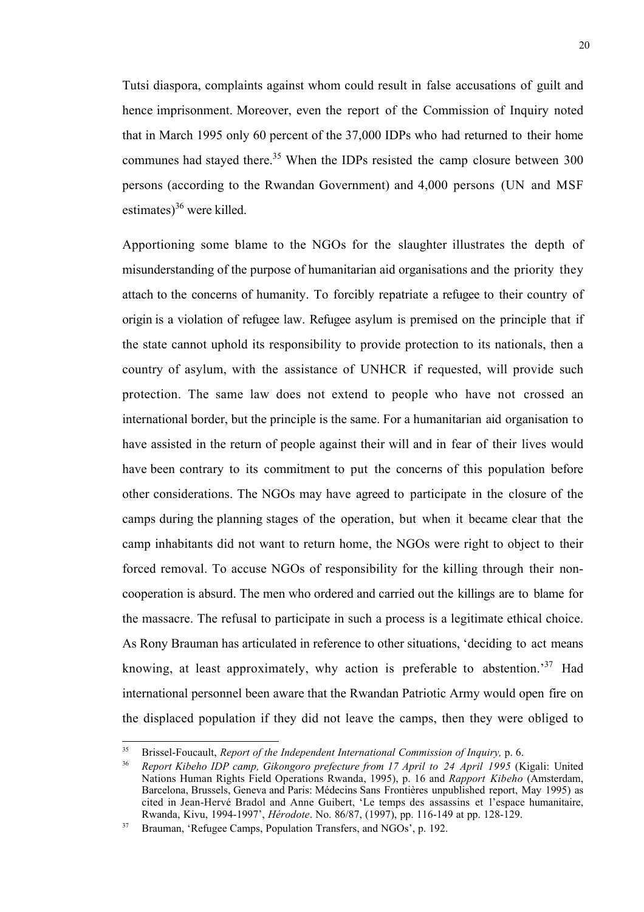Tutsi diaspora, complaints against whom could result in false accusations of guilt and hence imprisonment. Moreover, even the report of the Commission of Inquiry noted that in March 1995 only 60 percent of the 37,000 IDPs who had returned to their home communes had stayed there.[35] When the IDPs resisted the camp closure between 300 persons (according to the Rwandan Government) and 4,000 persons (UN and MSF estimates)[36] were killed.

Apportioning some blame to the NGOs for the slaughter illustrates the depth of misunderstanding of the purpose of humanitarian aid organisations and the priority they attach to the concerns of humanity. To forcibly repatriate a refugee to their country of origin is a violation of refugee law. Refugee asylum is premised on the principle that if the state cannot uphold its responsibility to provide protection to its nationals, then a country of asylum, with the assistance of UNHCR if requested, will provide such protection. The same law does not extend to people who have not crossed an international border, but the principle is the same. For a humanitarian aid organisation to have assisted in the return of people against their will and in fear of their lives would have been contrary to its commitment to put the concerns of this population before other considerations. The NGOs may have agreed to participate in the closure of the camps during the planning stages of the operation, but when it became clear that the camp inhabitants did not want to return home, the NGOs were right to object to their forced removal. To accuse NGOs of responsibility for the killing through their non-cooperation is absurd. The men who ordered and carried out the killings are to blame for the massacre. The refusal to participate in such a process is a legitimate ethical choice. As Rony Brauman has articulated in reference to other situations, 'deciding to act means knowing, at least approximately, why action is preferable to abstention.'[37] Had international personnel been aware that the Rwandan Patriotic Army would open fire on the displaced population if they did not leave the camps, then they were obliged to

---

[35] Brissel-Foucault, *Report of the Independent International Commission of Inquiry,* p. 6.

[36] *Report Kibeho IDP camp, Gikongoro prefecture from 17 April to 24 April 1995* (Kigali: United Nations Human Rights Field Operations Rwanda, 1995), p. 16 and *Rapport Kibeho* (Amsterdam, Barcelona, Brussels, Geneva and Paris: Médecins Sans Frontières unpublished report, May 1995) as cited in Jean-Hervé Bradol and Anne Guibert, 'Le temps des assassins et l'espace humanitaire, Rwanda, Kivu, 1994-1997', *Hérodote*. No. 86/87, (1997), pp. 116-149 at pp. 128-129.

[37] Brauman, 'Refugee Camps, Population Transfers, and NGOs', p. 192.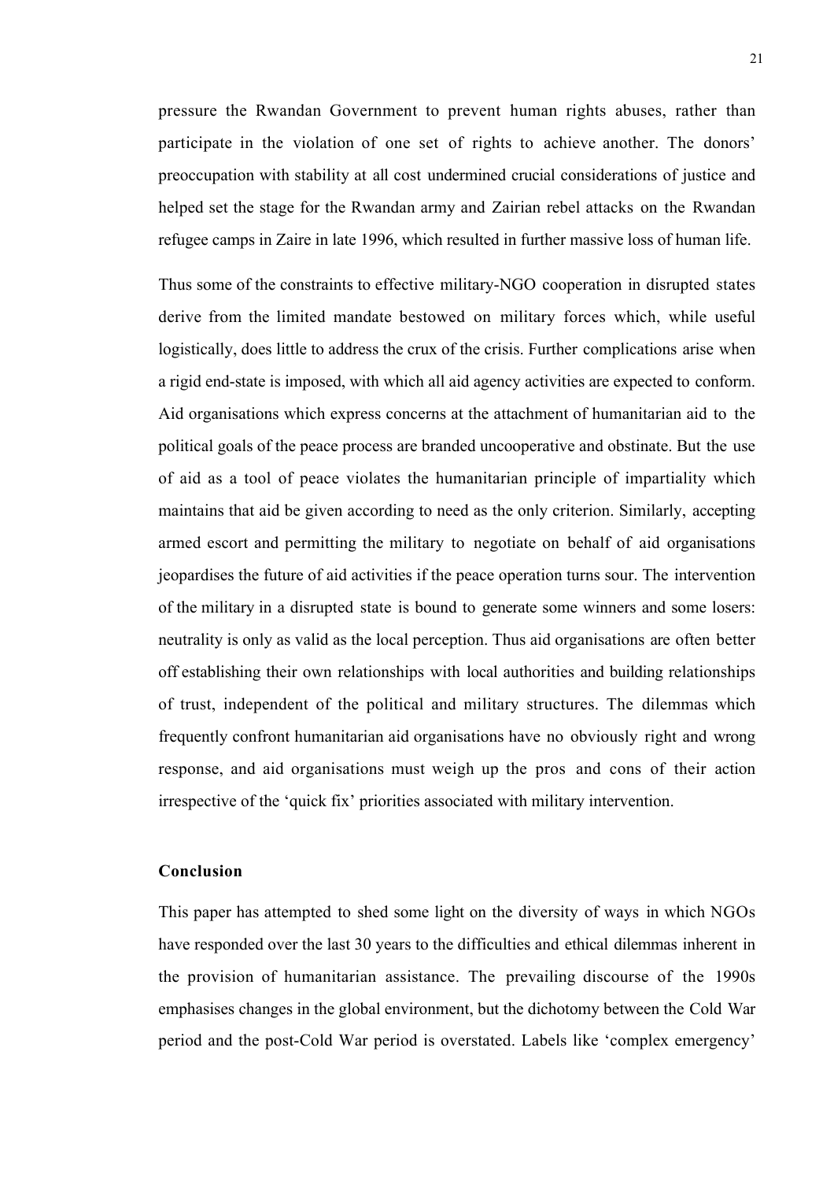pressure the Rwandan Government to prevent human rights abuses, rather than participate in the violation of one set of rights to achieve another. The donors' preoccupation with stability at all cost undermined crucial considerations of justice and helped set the stage for the Rwandan army and Zairian rebel attacks on the Rwandan refugee camps in Zaire in late 1996, which resulted in further massive loss of human life.

Thus some of the constraints to effective military-NGO cooperation in disrupted states derive from the limited mandate bestowed on military forces which, while useful logistically, does little to address the crux of the crisis. Further complications arise when a rigid end-state is imposed, with which all aid agency activities are expected to conform. Aid organisations which express concerns at the attachment of humanitarian aid to the political goals of the peace process are branded uncooperative and obstinate. But the use of aid as a tool of peace violates the humanitarian principle of impartiality which maintains that aid be given according to need as the only criterion. Similarly, accepting armed escort and permitting the military to negotiate on behalf of aid organisations jeopardises the future of aid activities if the peace operation turns sour. The intervention of the military in a disrupted state is bound to generate some winners and some losers: neutrality is only as valid as the local perception. Thus aid organisations are often better off establishing their own relationships with local authorities and building relationships of trust, independent of the political and military structures. The dilemmas which frequently confront humanitarian aid organisations have no obviously right and wrong response, and aid organisations must weigh up the pros and cons of their action irrespective of the 'quick fix' priorities associated with military intervention.

## Conclusion

This paper has attempted to shed some light on the diversity of ways in which NGOs have responded over the last 30 years to the difficulties and ethical dilemmas inherent in the provision of humanitarian assistance. The prevailing discourse of the 1990s emphasises changes in the global environment, but the dichotomy between the Cold War period and the post-Cold War period is overstated. Labels like 'complex emergency'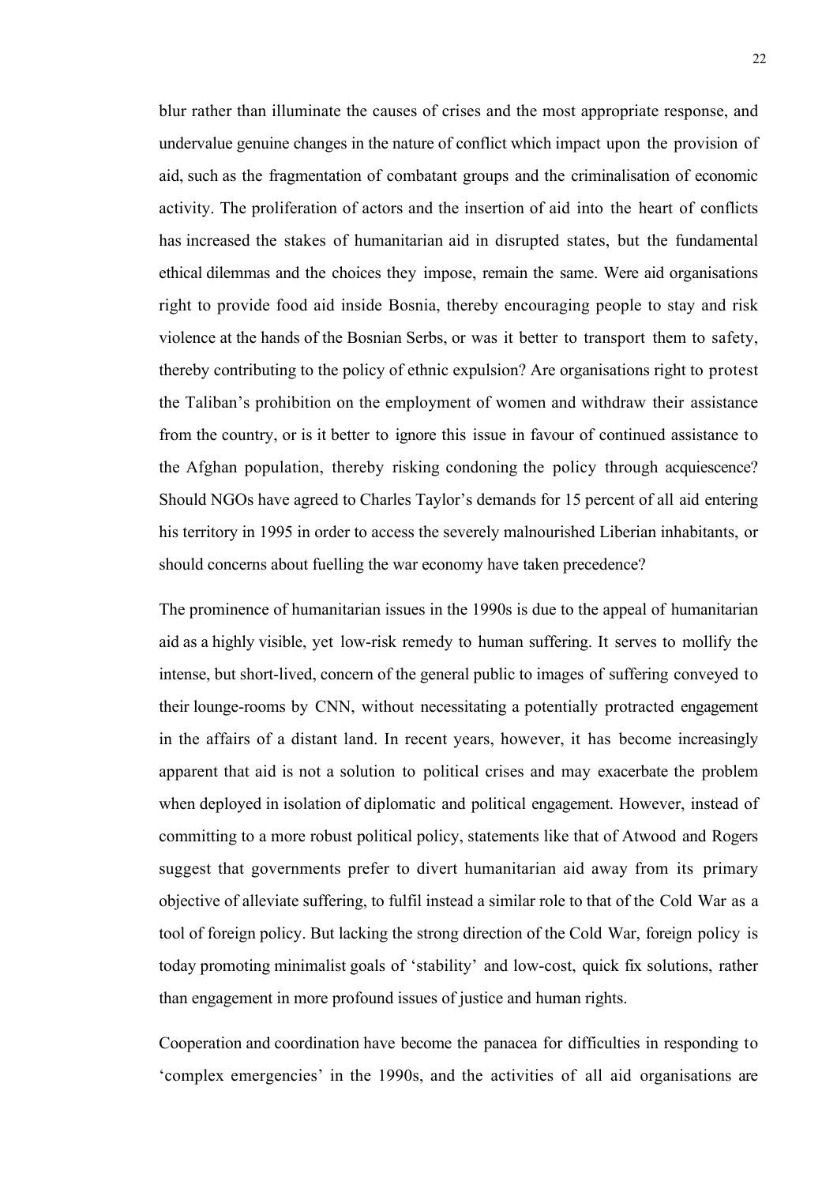blur rather than illuminate the causes of crises and the most appropriate response, and undervalue genuine changes in the nature of conflict which impact upon the provision of aid, such as the fragmentation of combatant groups and the criminalisation of economic activity. The proliferation of actors and the insertion of aid into the heart of conflicts has increased the stakes of humanitarian aid in disrupted states, but the fundamental ethical dilemmas and the choices they impose, remain the same. Were aid organisations right to provide food aid inside Bosnia, thereby encouraging people to stay and risk violence at the hands of the Bosnian Serbs, or was it better to transport them to safety, thereby contributing to the policy of ethnic expulsion? Are organisations right to protest the Taliban's prohibition on the employment of women and withdraw their assistance from the country, or is it better to ignore this issue in favour of continued assistance to the Afghan population, thereby risking condoning the policy through acquiescence? Should NGOs have agreed to Charles Taylor's demands for 15 percent of all aid entering his territory in 1995 in order to access the severely malnourished Liberian inhabitants, or should concerns about fuelling the war economy have taken precedence?

The prominence of humanitarian issues in the 1990s is due to the appeal of humanitarian aid as a highly visible, yet low-risk remedy to human suffering. It serves to mollify the intense, but short-lived, concern of the general public to images of suffering conveyed to their lounge-rooms by CNN, without necessitating a potentially protracted engagement in the affairs of a distant land. In recent years, however, it has become increasingly apparent that aid is not a solution to political crises and may exacerbate the problem when deployed in isolation of diplomatic and political engagement. However, instead of committing to a more robust political policy, statements like that of Atwood and Rogers suggest that governments prefer to divert humanitarian aid away from its primary objective of alleviate suffering, to fulfil instead a similar role to that of the Cold War as a tool of foreign policy. But lacking the strong direction of the Cold War, foreign policy is today promoting minimalist goals of 'stability' and low-cost, quick fix solutions, rather than engagement in more profound issues of justice and human rights.

Cooperation and coordination have become the panacea for difficulties in responding to 'complex emergencies' in the 1990s, and the activities of all aid organisations are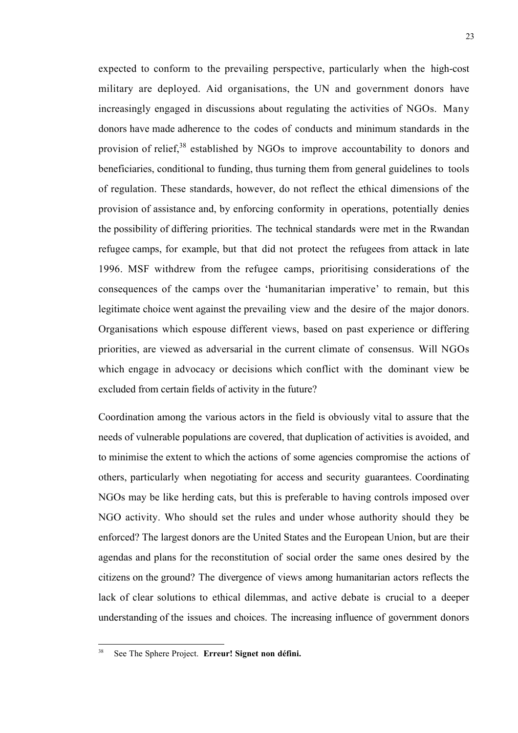expected to conform to the prevailing perspective, particularly when the high-cost military are deployed. Aid organisations, the UN and government donors have increasingly engaged in discussions about regulating the activities of NGOs. Many donors have made adherence to the codes of conducts and minimum standards in the provision of relief,[38] established by NGOs to improve accountability to donors and beneficiaries, conditional to funding, thus turning them from general guidelines to tools of regulation. These standards, however, do not reflect the ethical dimensions of the provision of assistance and, by enforcing conformity in operations, potentially denies the possibility of differing priorities. The technical standards were met in the Rwandan refugee camps, for example, but that did not protect the refugees from attack in late 1996. MSF withdrew from the refugee camps, prioritising considerations of the consequences of the camps over the 'humanitarian imperative' to remain, but this legitimate choice went against the prevailing view and the desire of the major donors. Organisations which espouse different views, based on past experience or differing priorities, are viewed as adversarial in the current climate of consensus. Will NGOs which engage in advocacy or decisions which conflict with the dominant view be excluded from certain fields of activity in the future?

Coordination among the various actors in the field is obviously vital to assure that the needs of vulnerable populations are covered, that duplication of activities is avoided, and to minimise the extent to which the actions of some agencies compromise the actions of others, particularly when negotiating for access and security guarantees. Coordinating NGOs may be like herding cats, but this is preferable to having controls imposed over NGO activity. Who should set the rules and under whose authority should they be enforced? The largest donors are the United States and the European Union, but are their agendas and plans for the reconstitution of social order the same ones desired by the citizens on the ground? The divergence of views among humanitarian actors reflects the lack of clear solutions to ethical dilemmas, and active debate is crucial to a deeper understanding of the issues and choices. The increasing influence of government donors

---

[38] See The Sphere Project. **Erreur! Signet non défini.**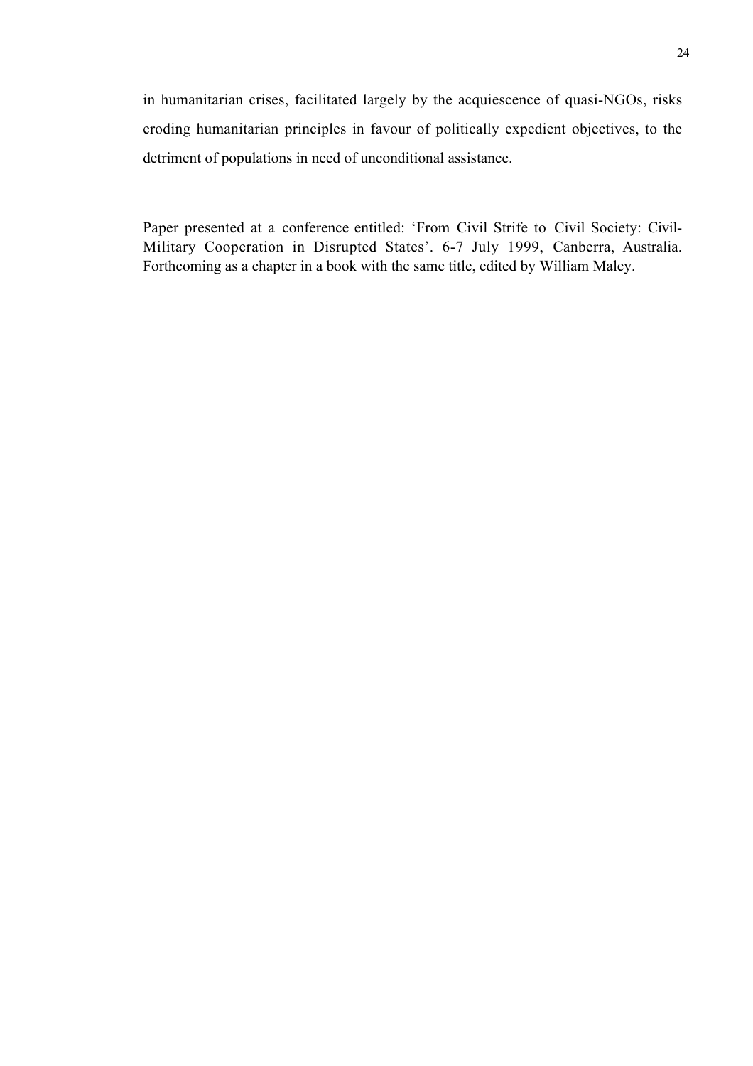in humanitarian crises, facilitated largely by the acquiescence of quasi-NGOs, risks eroding humanitarian principles in favour of politically expedient objectives, to the detriment of populations in need of unconditional assistance.

Paper presented at a conference entitled: 'From Civil Strife to Civil Society: Civil-Military Cooperation in Disrupted States'. 6-7 July 1999, Canberra, Australia. Forthcoming as a chapter in a book with the same title, edited by William Maley.